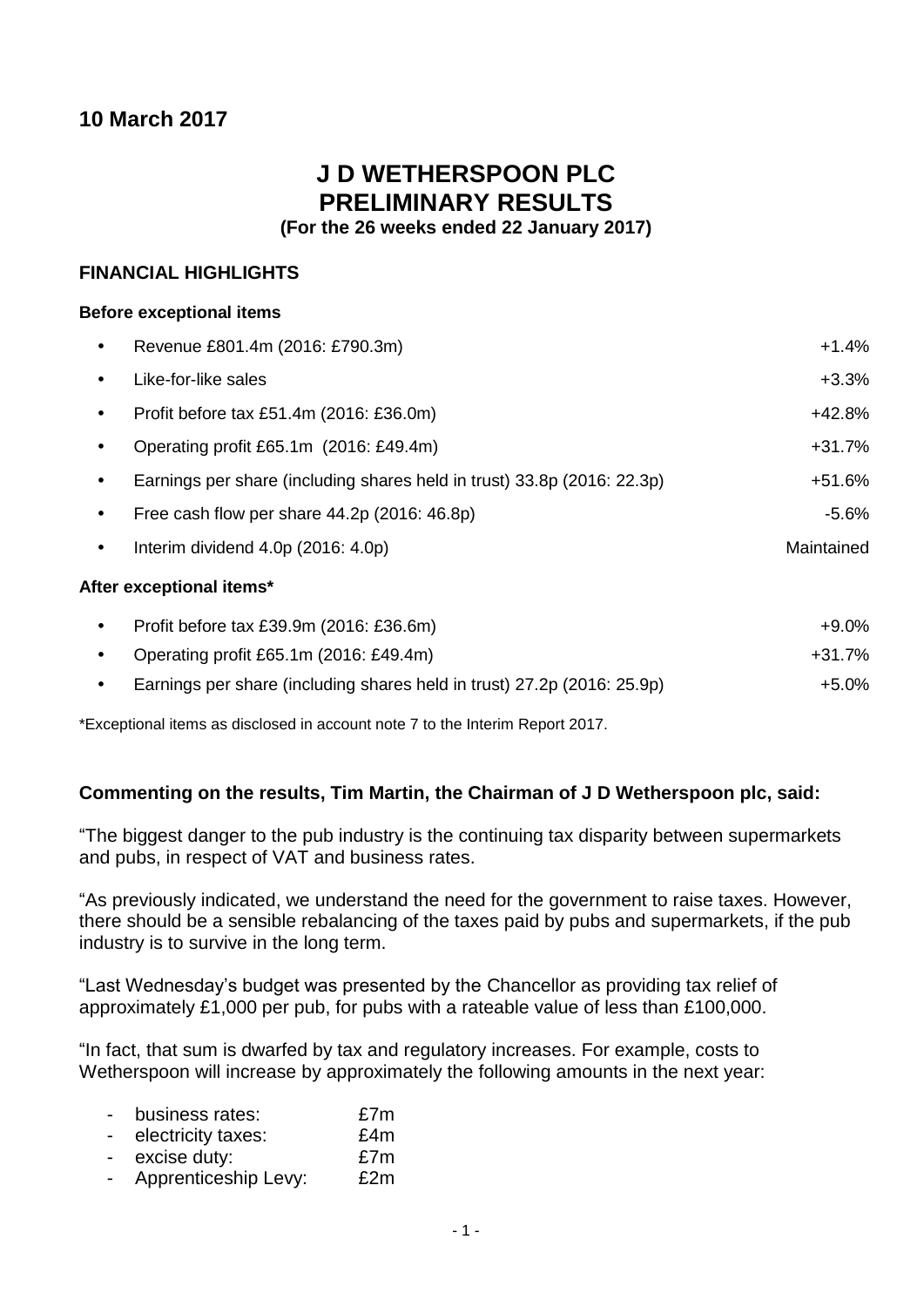## 10 March 2017

# J D WETHERSPOON PLC
# PRELIMINARY RESULTS

**(For the 26 weeks ended 22 January 2017)**

### FINANCIAL HIGHLIGHTS

**Before exceptional items**

| | |
|---|---|
| • Revenue £801.4m (2016: £790.3m) | +1.4% |
| • Like-for-like sales | +3.3% |
| • Profit before tax £51.4m (2016: £36.0m) | +42.8% |
| • Operating profit £65.1m (2016: £49.4m) | +31.7% |
| • Earnings per share (including shares held in trust) 33.8p (2016: 22.3p) | +51.6% |
| • Free cash flow per share 44.2p (2016: 46.8p) | -5.6% |
| • Interim dividend 4.0p (2016: 4.0p) | Maintained |

**After exceptional items***

| | |
|---|---|
| • Profit before tax £39.9m (2016: £36.6m) | +9.0% |
| • Operating profit £65.1m (2016: £49.4m) | +31.7% |
| • Earnings per share (including shares held in trust) 27.2p (2016: 25.9p) | +5.0% |

*Exceptional items as disclosed in account note 7 to the Interim Report 2017.

**Commenting on the results, Tim Martin, the Chairman of J D Wetherspoon plc, said:**

"The biggest danger to the pub industry is the continuing tax disparity between supermarkets and pubs, in respect of VAT and business rates.

"As previously indicated, we understand the need for the government to raise taxes. However, there should be a sensible rebalancing of the taxes paid by pubs and supermarkets, if the pub industry is to survive in the long term.

"Last Wednesday's budget was presented by the Chancellor as providing tax relief of approximately £1,000 per pub, for pubs with a rateable value of less than £100,000.

"In fact, that sum is dwarfed by tax and regulatory increases. For example, costs to Wetherspoon will increase by approximately the following amounts in the next year:

- business rates: £7m
- electricity taxes: £4m
- excise duty: £7m
- Apprenticeship Levy: £2m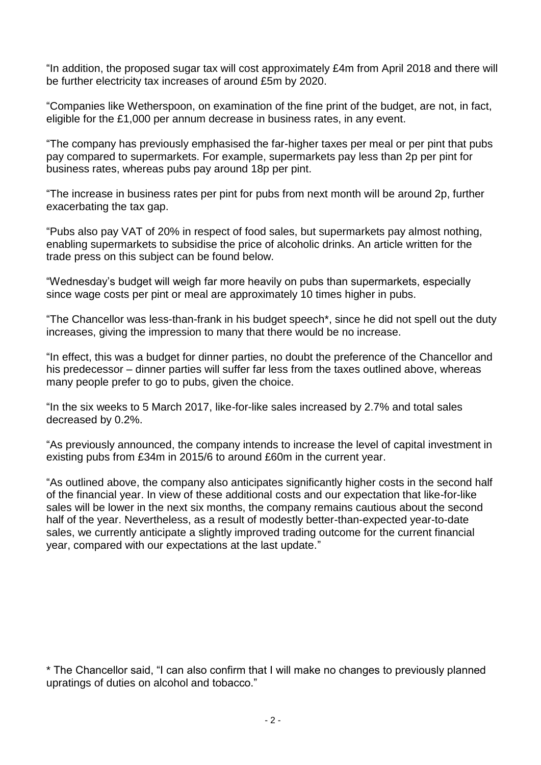"In addition, the proposed sugar tax will cost approximately £4m from April 2018 and there will be further electricity tax increases of around £5m by 2020.

"Companies like Wetherspoon, on examination of the fine print of the budget, are not, in fact, eligible for the £1,000 per annum decrease in business rates, in any event.

"The company has previously emphasised the far-higher taxes per meal or per pint that pubs pay compared to supermarkets. For example, supermarkets pay less than 2p per pint for business rates, whereas pubs pay around 18p per pint.

"The increase in business rates per pint for pubs from next month will be around 2p, further exacerbating the tax gap.

"Pubs also pay VAT of 20% in respect of food sales, but supermarkets pay almost nothing, enabling supermarkets to subsidise the price of alcoholic drinks. An article written for the trade press on this subject can be found below.

"Wednesday's budget will weigh far more heavily on pubs than supermarkets, especially since wage costs per pint or meal are approximately 10 times higher in pubs.

"The Chancellor was less-than-frank in his budget speech*, since he did not spell out the duty increases, giving the impression to many that there would be no increase.

"In effect, this was a budget for dinner parties, no doubt the preference of the Chancellor and his predecessor – dinner parties will suffer far less from the taxes outlined above, whereas many people prefer to go to pubs, given the choice.

"In the six weeks to 5 March 2017, like-for-like sales increased by 2.7% and total sales decreased by 0.2%.

"As previously announced, the company intends to increase the level of capital investment in existing pubs from £34m in 2015/6 to around £60m in the current year.

"As outlined above, the company also anticipates significantly higher costs in the second half of the financial year. In view of these additional costs and our expectation that like-for-like sales will be lower in the next six months, the company remains cautious about the second half of the year. Nevertheless, as a result of modestly better-than-expected year-to-date sales, we currently anticipate a slightly improved trading outcome for the current financial year, compared with our expectations at the last update."

* The Chancellor said, "I can also confirm that I will make no changes to previously planned upratings of duties on alcohol and tobacco."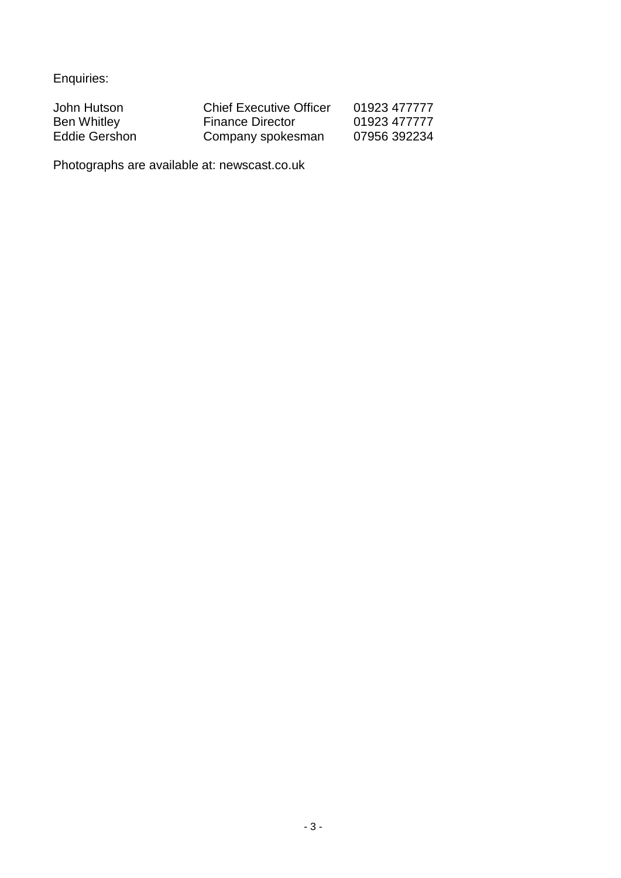Enquiries:

| | | |
|---|---|---|
| John Hutson | Chief Executive Officer | 01923 477777 |
| Ben Whitley | Finance Director | 01923 477777 |
| Eddie Gershon | Company spokesman | 07956 392234 |

Photographs are available at: newscast.co.uk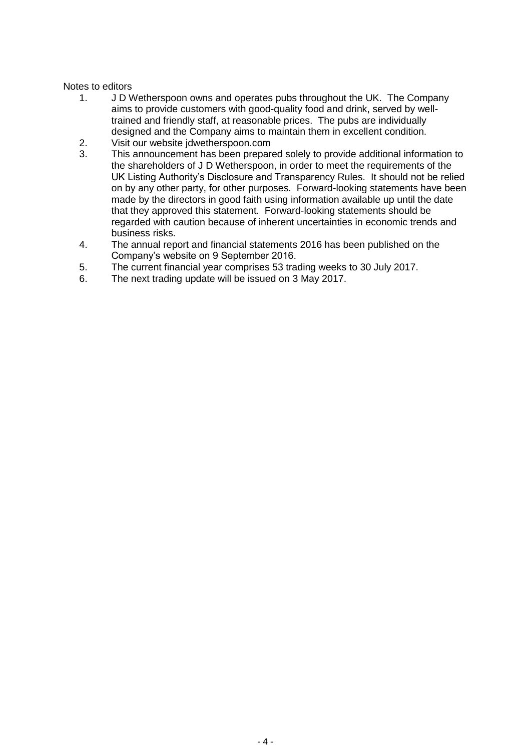Notes to editors

1. J D Wetherspoon owns and operates pubs throughout the UK. The Company aims to provide customers with good-quality food and drink, served by well-trained and friendly staff, at reasonable prices. The pubs are individually designed and the Company aims to maintain them in excellent condition.
2. Visit our website jdwetherspoon.com
3. This announcement has been prepared solely to provide additional information to the shareholders of J D Wetherspoon, in order to meet the requirements of the UK Listing Authority's Disclosure and Transparency Rules. It should not be relied on by any other party, for other purposes. Forward-looking statements have been made by the directors in good faith using information available up until the date that they approved this statement. Forward-looking statements should be regarded with caution because of inherent uncertainties in economic trends and business risks.
4. The annual report and financial statements 2016 has been published on the Company's website on 9 September 2016.
5. The current financial year comprises 53 trading weeks to 30 July 2017.
6. The next trading update will be issued on 3 May 2017.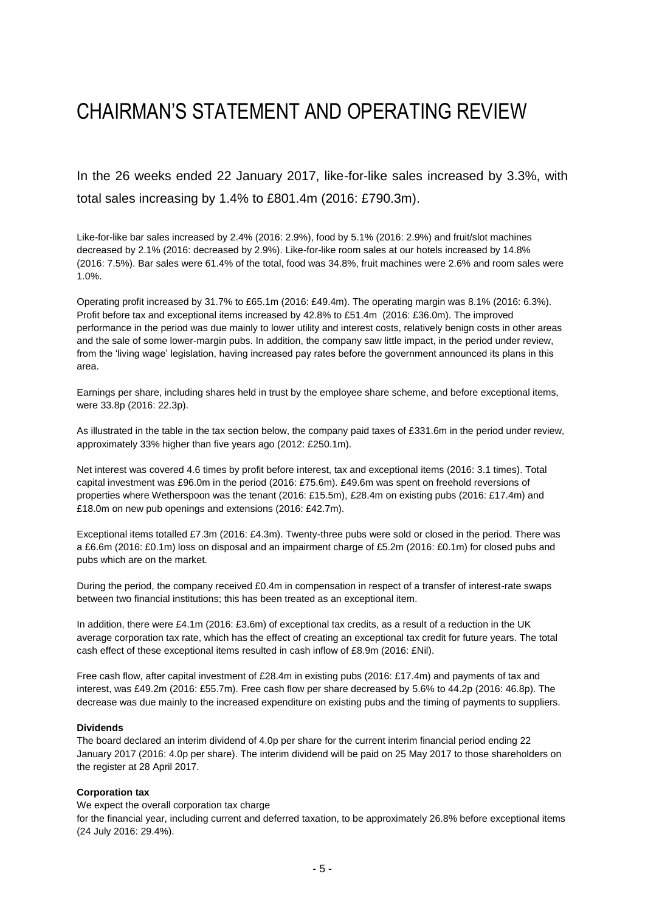# CHAIRMAN'S STATEMENT AND OPERATING REVIEW

In the 26 weeks ended 22 January 2017, like-for-like sales increased by 3.3%, with total sales increasing by 1.4% to £801.4m (2016: £790.3m).

Like-for-like bar sales increased by 2.4% (2016: 2.9%), food by 5.1% (2016: 2.9%) and fruit/slot machines decreased by 2.1% (2016: decreased by 2.9%). Like-for-like room sales at our hotels increased by 14.8% (2016: 7.5%). Bar sales were 61.4% of the total, food was 34.8%, fruit machines were 2.6% and room sales were 1.0%.

Operating profit increased by 31.7% to £65.1m (2016: £49.4m). The operating margin was 8.1% (2016: 6.3%). Profit before tax and exceptional items increased by 42.8% to £51.4m (2016: £36.0m). The improved performance in the period was due mainly to lower utility and interest costs, relatively benign costs in other areas and the sale of some lower-margin pubs. In addition, the company saw little impact, in the period under review, from the 'living wage' legislation, having increased pay rates before the government announced its plans in this area.

Earnings per share, including shares held in trust by the employee share scheme, and before exceptional items, were 33.8p (2016: 22.3p).

As illustrated in the table in the tax section below, the company paid taxes of £331.6m in the period under review, approximately 33% higher than five years ago (2012: £250.1m).

Net interest was covered 4.6 times by profit before interest, tax and exceptional items (2016: 3.1 times). Total capital investment was £96.0m in the period (2016: £75.6m). £49.6m was spent on freehold reversions of properties where Wetherspoon was the tenant (2016: £15.5m), £28.4m on existing pubs (2016: £17.4m) and £18.0m on new pub openings and extensions (2016: £42.7m).

Exceptional items totalled £7.3m (2016: £4.3m). Twenty-three pubs were sold or closed in the period. There was a £6.6m (2016: £0.1m) loss on disposal and an impairment charge of £5.2m (2016: £0.1m) for closed pubs and pubs which are on the market.

During the period, the company received £0.4m in compensation in respect of a transfer of interest-rate swaps between two financial institutions; this has been treated as an exceptional item.

In addition, there were £4.1m (2016: £3.6m) of exceptional tax credits, as a result of a reduction in the UK average corporation tax rate, which has the effect of creating an exceptional tax credit for future years. The total cash effect of these exceptional items resulted in cash inflow of £8.9m (2016: £Nil).

Free cash flow, after capital investment of £28.4m in existing pubs (2016: £17.4m) and payments of tax and interest, was £49.2m (2016: £55.7m). Free cash flow per share decreased by 5.6% to 44.2p (2016: 46.8p). The decrease was due mainly to the increased expenditure on existing pubs and the timing of payments to suppliers.

**Dividends**

The board declared an interim dividend of 4.0p per share for the current interim financial period ending 22 January 2017 (2016: 4.0p per share). The interim dividend will be paid on 25 May 2017 to those shareholders on the register at 28 April 2017.

**Corporation tax**

We expect the overall corporation tax charge for the financial year, including current and deferred taxation, to be approximately 26.8% before exceptional items (24 July 2016: 29.4%).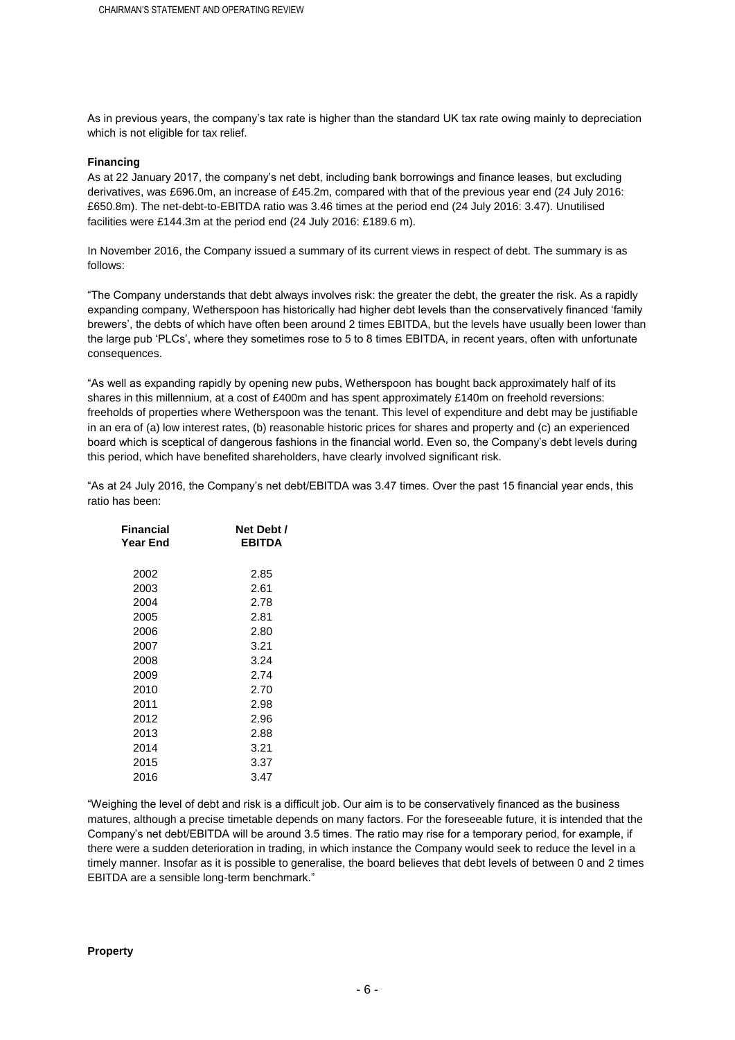As in previous years, the company's tax rate is higher than the standard UK tax rate owing mainly to depreciation which is not eligible for tax relief.

**Financing**

As at 22 January 2017, the company's net debt, including bank borrowings and finance leases, but excluding derivatives, was £696.0m, an increase of £45.2m, compared with that of the previous year end (24 July 2016: £650.8m). The net-debt-to-EBITDA ratio was 3.46 times at the period end (24 July 2016: 3.47). Unutilised facilities were £144.3m at the period end (24 July 2016: £189.6 m).

In November 2016, the Company issued a summary of its current views in respect of debt. The summary is as follows:

"The Company understands that debt always involves risk: the greater the debt, the greater the risk. As a rapidly expanding company, Wetherspoon has historically had higher debt levels than the conservatively financed 'family brewers', the debts of which have often been around 2 times EBITDA, but the levels have usually been lower than the large pub 'PLCs', where they sometimes rose to 5 to 8 times EBITDA, in recent years, often with unfortunate consequences.

"As well as expanding rapidly by opening new pubs, Wetherspoon has bought back approximately half of its shares in this millennium, at a cost of £400m and has spent approximately £140m on freehold reversions: freeholds of properties where Wetherspoon was the tenant. This level of expenditure and debt may be justifiable in an era of (a) low interest rates, (b) reasonable historic prices for shares and property and (c) an experienced board which is sceptical of dangerous fashions in the financial world. Even so, the Company's debt levels during this period, which have benefited shareholders, have clearly involved significant risk.

"As at 24 July 2016, the Company's net debt/EBITDA was 3.47 times. Over the past 15 financial year ends, this ratio has been:

| Financial Year End | Net Debt / EBITDA |
|---|---|
| 2002 | 2.85 |
| 2003 | 2.61 |
| 2004 | 2.78 |
| 2005 | 2.81 |
| 2006 | 2.80 |
| 2007 | 3.21 |
| 2008 | 3.24 |
| 2009 | 2.74 |
| 2010 | 2.70 |
| 2011 | 2.98 |
| 2012 | 2.96 |
| 2013 | 2.88 |
| 2014 | 3.21 |
| 2015 | 3.37 |
| 2016 | 3.47 |

"Weighing the level of debt and risk is a difficult job. Our aim is to be conservatively financed as the business matures, although a precise timetable depends on many factors. For the foreseeable future, it is intended that the Company's net debt/EBITDA will be around 3.5 times. The ratio may rise for a temporary period, for example, if there were a sudden deterioration in trading, in which instance the Company would seek to reduce the level in a timely manner. Insofar as it is possible to generalise, the board believes that debt levels of between 0 and 2 times EBITDA are a sensible long-term benchmark."

**Property**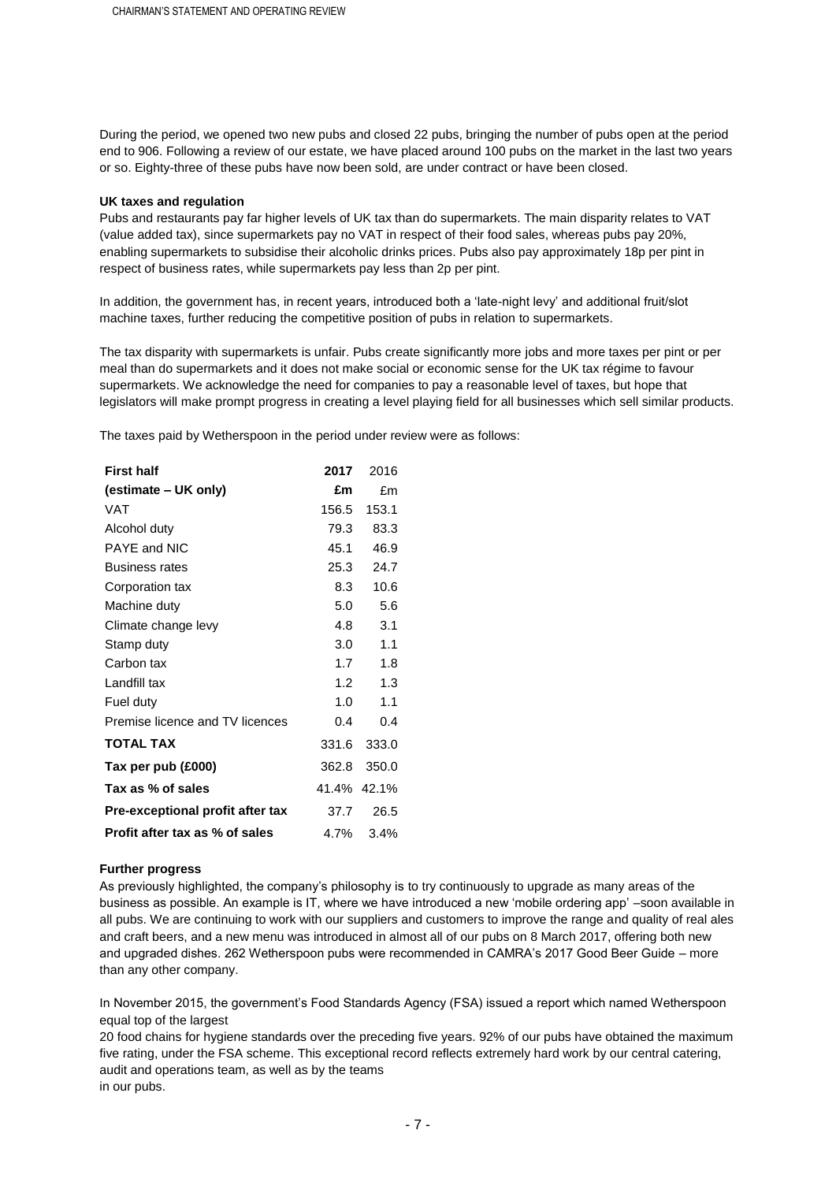During the period, we opened two new pubs and closed 22 pubs, bringing the number of pubs open at the period end to 906. Following a review of our estate, we have placed around 100 pubs on the market in the last two years or so. Eighty-three of these pubs have now been sold, are under contract or have been closed.

**UK taxes and regulation**

Pubs and restaurants pay far higher levels of UK tax than do supermarkets. The main disparity relates to VAT (value added tax), since supermarkets pay no VAT in respect of their food sales, whereas pubs pay 20%, enabling supermarkets to subsidise their alcoholic drinks prices. Pubs also pay approximately 18p per pint in respect of business rates, while supermarkets pay less than 2p per pint.

In addition, the government has, in recent years, introduced both a 'late-night levy' and additional fruit/slot machine taxes, further reducing the competitive position of pubs in relation to supermarkets.

The tax disparity with supermarkets is unfair. Pubs create significantly more jobs and more taxes per pint or per meal than do supermarkets and it does not make social or economic sense for the UK tax régime to favour supermarkets. We acknowledge the need for companies to pay a reasonable level of taxes, but hope that legislators will make prompt progress in creating a level playing field for all businesses which sell similar products.

The taxes paid by Wetherspoon in the period under review were as follows:

| **First half (estimate – UK only)** | **2017 £m** | 2016 £m |
|---|---|---|
| VAT | 156.5 | 153.1 |
| Alcohol duty | 79.3 | 83.3 |
| PAYE and NIC | 45.1 | 46.9 |
| Business rates | 25.3 | 24.7 |
| Corporation tax | 8.3 | 10.6 |
| Machine duty | 5.0 | 5.6 |
| Climate change levy | 4.8 | 3.1 |
| Stamp duty | 3.0 | 1.1 |
| Carbon tax | 1.7 | 1.8 |
| Landfill tax | 1.2 | 1.3 |
| Fuel duty | 1.0 | 1.1 |
| Premise licence and TV licences | 0.4 | 0.4 |
| **TOTAL TAX** | 331.6 | 333.0 |
| **Tax per pub (£000)** | 362.8 | 350.0 |
| **Tax as % of sales** | 41.4% | 42.1% |
| **Pre-exceptional profit after tax** | 37.7 | 26.5 |
| **Profit after tax as % of sales** | 4.7% | 3.4% |

**Further progress**

As previously highlighted, the company's philosophy is to try continuously to upgrade as many areas of the business as possible. An example is IT, where we have introduced a new 'mobile ordering app' –soon available in all pubs. We are continuing to work with our suppliers and customers to improve the range and quality of real ales and craft beers, and a new menu was introduced in almost all of our pubs on 8 March 2017, offering both new and upgraded dishes. 262 Wetherspoon pubs were recommended in CAMRA's 2017 Good Beer Guide – more than any other company.

In November 2015, the government's Food Standards Agency (FSA) issued a report which named Wetherspoon equal top of the largest 20 food chains for hygiene standards over the preceding five years. 92% of our pubs have obtained the maximum five rating, under the FSA scheme. This exceptional record reflects extremely hard work by our central catering, audit and operations team, as well as by the teams in our pubs.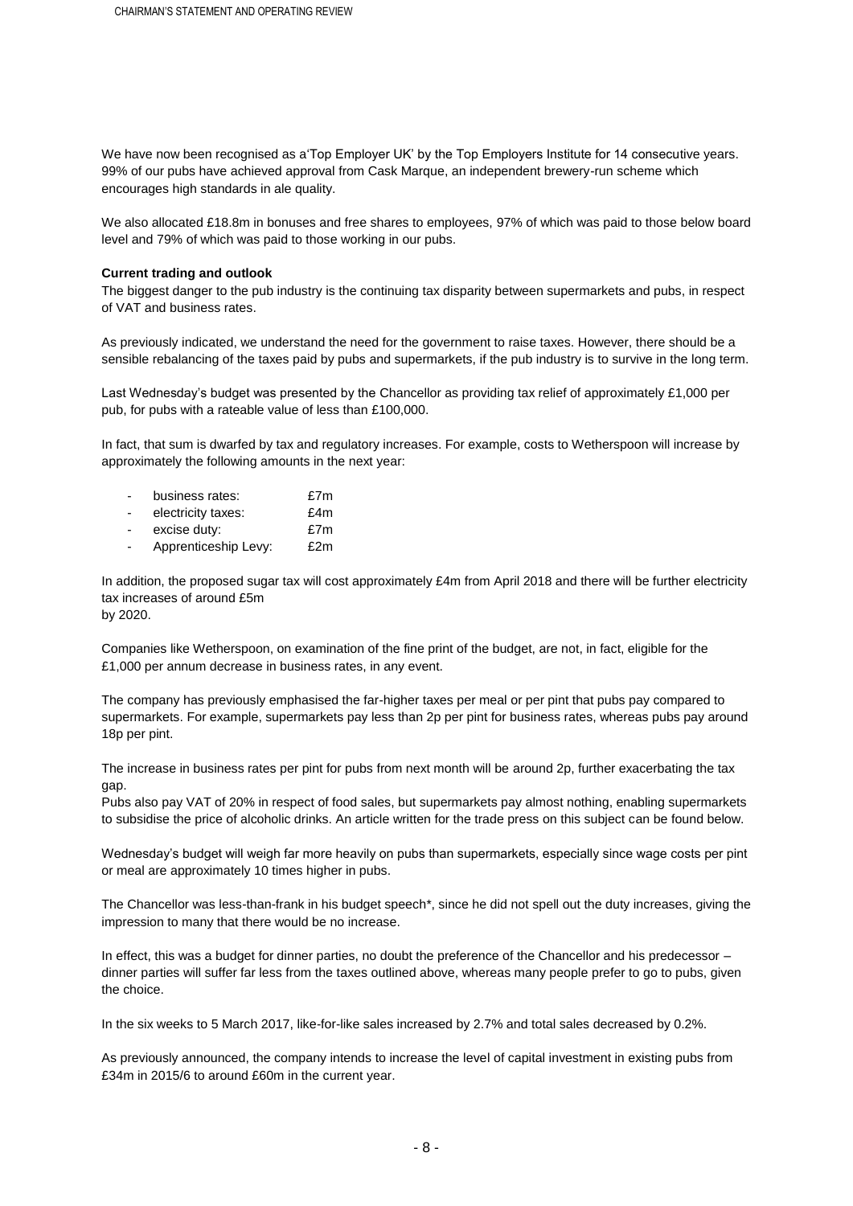We have now been recognised as a'Top Employer UK' by the Top Employers Institute for 14 consecutive years. 99% of our pubs have achieved approval from Cask Marque, an independent brewery-run scheme which encourages high standards in ale quality.

We also allocated £18.8m in bonuses and free shares to employees, 97% of which was paid to those below board level and 79% of which was paid to those working in our pubs.

**Current trading and outlook**

The biggest danger to the pub industry is the continuing tax disparity between supermarkets and pubs, in respect of VAT and business rates.

As previously indicated, we understand the need for the government to raise taxes. However, there should be a sensible rebalancing of the taxes paid by pubs and supermarkets, if the pub industry is to survive in the long term.

Last Wednesday's budget was presented by the Chancellor as providing tax relief of approximately £1,000 per pub, for pubs with a rateable value of less than £100,000.

In fact, that sum is dwarfed by tax and regulatory increases. For example, costs to Wetherspoon will increase by approximately the following amounts in the next year:

- business rates: £7m
- electricity taxes: £4m
- excise duty: £7m
- Apprenticeship Levy: £2m

In addition, the proposed sugar tax will cost approximately £4m from April 2018 and there will be further electricity tax increases of around £5m by 2020.

Companies like Wetherspoon, on examination of the fine print of the budget, are not, in fact, eligible for the £1,000 per annum decrease in business rates, in any event.

The company has previously emphasised the far-higher taxes per meal or per pint that pubs pay compared to supermarkets. For example, supermarkets pay less than 2p per pint for business rates, whereas pubs pay around 18p per pint.

The increase in business rates per pint for pubs from next month will be around 2p, further exacerbating the tax gap.

Pubs also pay VAT of 20% in respect of food sales, but supermarkets pay almost nothing, enabling supermarkets to subsidise the price of alcoholic drinks. An article written for the trade press on this subject can be found below.

Wednesday's budget will weigh far more heavily on pubs than supermarkets, especially since wage costs per pint or meal are approximately 10 times higher in pubs.

The Chancellor was less-than-frank in his budget speech*, since he did not spell out the duty increases, giving the impression to many that there would be no increase.

In effect, this was a budget for dinner parties, no doubt the preference of the Chancellor and his predecessor – dinner parties will suffer far less from the taxes outlined above, whereas many people prefer to go to pubs, given the choice.

In the six weeks to 5 March 2017, like-for-like sales increased by 2.7% and total sales decreased by 0.2%.

As previously announced, the company intends to increase the level of capital investment in existing pubs from £34m in 2015/6 to around £60m in the current year.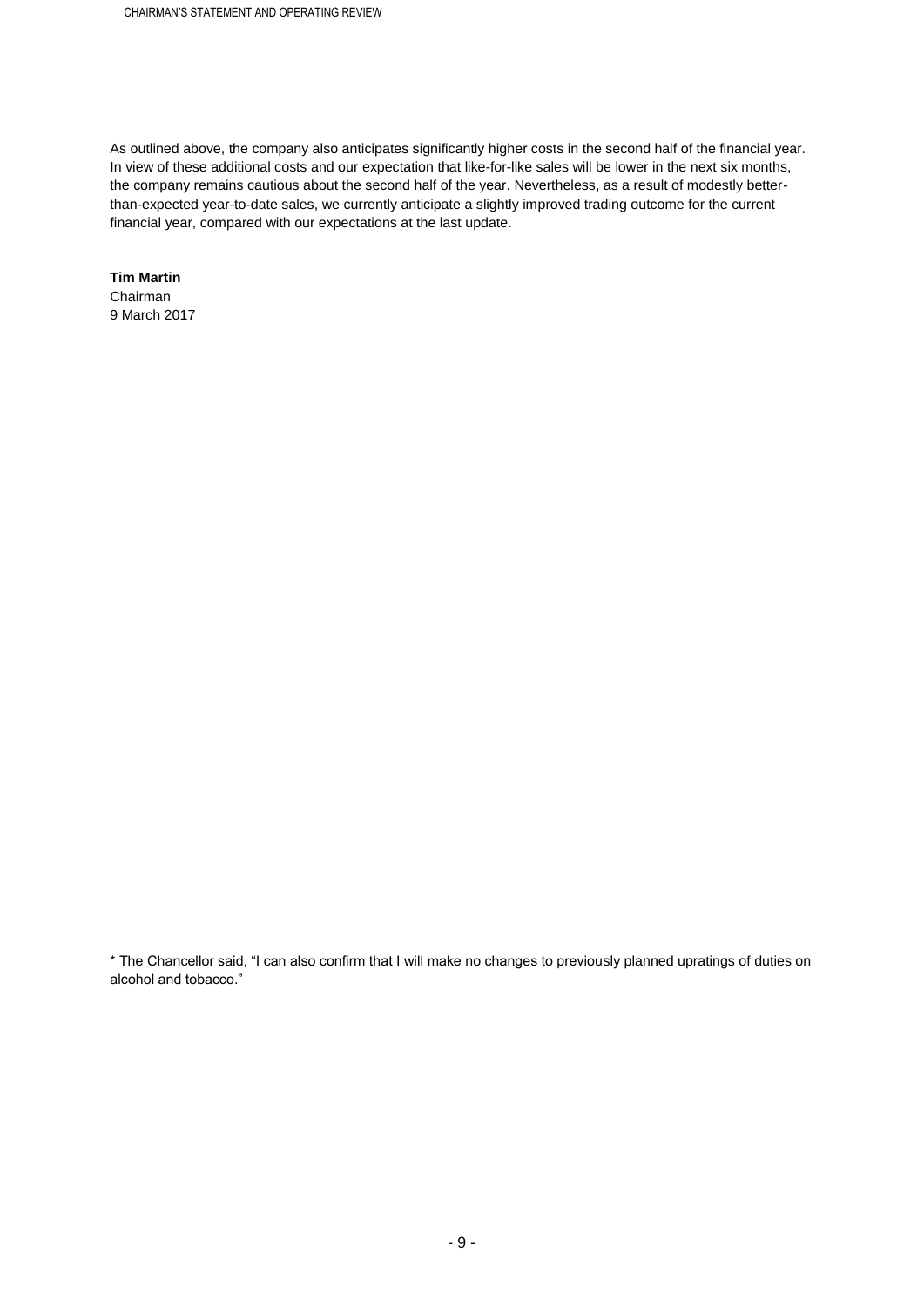As outlined above, the company also anticipates significantly higher costs in the second half of the financial year. In view of these additional costs and our expectation that like-for-like sales will be lower in the next six months, the company remains cautious about the second half of the year. Nevertheless, as a result of modestly better-than-expected year-to-date sales, we currently anticipate a slightly improved trading outcome for the current financial year, compared with our expectations at the last update.

**Tim Martin**
Chairman
9 March 2017

* The Chancellor said, "I can also confirm that I will make no changes to previously planned upratings of duties on alcohol and tobacco."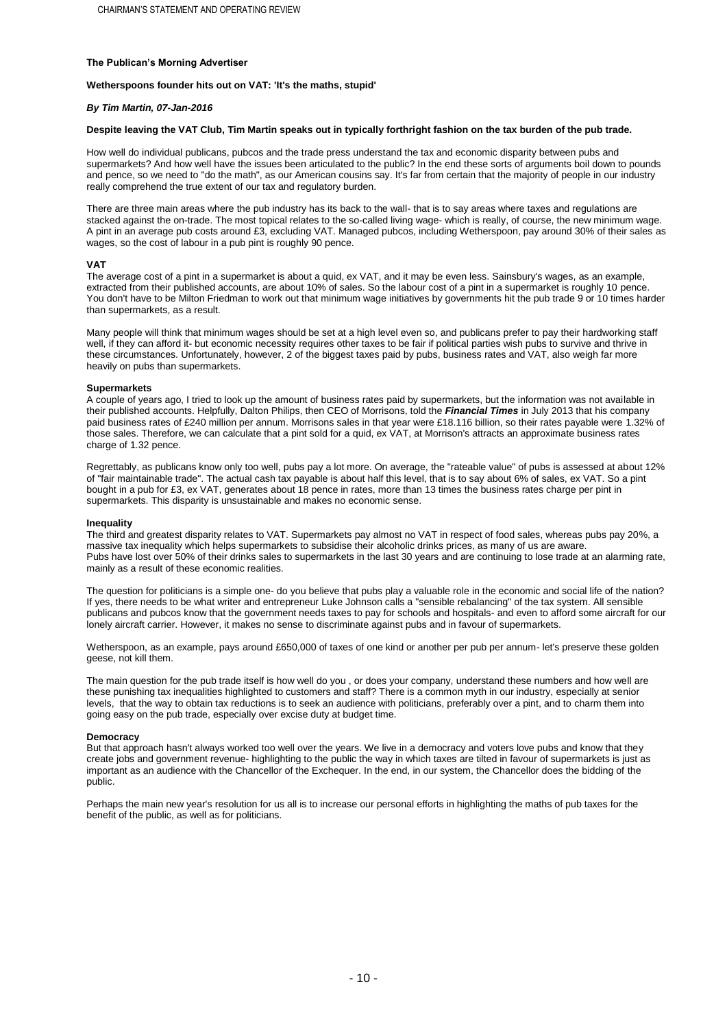**The Publican's Morning Advertiser**

**Wetherspoons founder hits out on VAT: 'It's the maths, stupid'**

***By Tim Martin, 07-Jan-2016***

**Despite leaving the VAT Club, Tim Martin speaks out in typically forthright fashion on the tax burden of the pub trade.**

How well do individual publicans, pubcos and the trade press understand the tax and economic disparity between pubs and supermarkets? And how well have the issues been articulated to the public? In the end these sorts of arguments boil down to pounds and pence, so we need to "do the math", as our American cousins say. It's far from certain that the majority of people in our industry really comprehend the true extent of our tax and regulatory burden.

There are three main areas where the pub industry has its back to the wall- that is to say areas where taxes and regulations are stacked against the on-trade. The most topical relates to the so-called living wage- which is really, of course, the new minimum wage. A pint in an average pub costs around £3, excluding VAT. Managed pubcos, including Wetherspoon, pay around 30% of their sales as wages, so the cost of labour in a pub pint is roughly 90 pence.

**VAT**

The average cost of a pint in a supermarket is about a quid, ex VAT, and it may be even less. Sainsbury's wages, as an example, extracted from their published accounts, are about 10% of sales. So the labour cost of a pint in a supermarket is roughly 10 pence. You don't have to be Milton Friedman to work out that minimum wage initiatives by governments hit the pub trade 9 or 10 times harder than supermarkets, as a result.

Many people will think that minimum wages should be set at a high level even so, and publicans prefer to pay their hardworking staff well, if they can afford it- but economic necessity requires other taxes to be fair if political parties wish pubs to survive and thrive in these circumstances. Unfortunately, however, 2 of the biggest taxes paid by pubs, business rates and VAT, also weigh far more heavily on pubs than supermarkets.

**Supermarkets**

A couple of years ago, I tried to look up the amount of business rates paid by supermarkets, but the information was not available in their published accounts. Helpfully, Dalton Philips, then CEO of Morrisons, told the ***Financial Times*** in July 2013 that his company paid business rates of £240 million per annum. Morrisons sales in that year were £18.116 billion, so their rates payable were 1.32% of those sales. Therefore, we can calculate that a pint sold for a quid, ex VAT, at Morrison's attracts an approximate business rates charge of 1.32 pence.

Regrettably, as publicans know only too well, pubs pay a lot more. On average, the "rateable value" of pubs is assessed at about 12% of "fair maintainable trade". The actual cash tax payable is about half this level, that is to say about 6% of sales, ex VAT. So a pint bought in a pub for £3, ex VAT, generates about 18 pence in rates, more than 13 times the business rates charge per pint in supermarkets. This disparity is unsustainable and makes no economic sense.

**Inequality**

The third and greatest disparity relates to VAT. Supermarkets pay almost no VAT in respect of food sales, whereas pubs pay 20%, a massive tax inequality which helps supermarkets to subsidise their alcoholic drinks prices, as many of us are aware.
Pubs have lost over 50% of their drinks sales to supermarkets in the last 30 years and are continuing to lose trade at an alarming rate, mainly as a result of these economic realities.

The question for politicians is a simple one- do you believe that pubs play a valuable role in the economic and social life of the nation? If yes, there needs to be what writer and entrepreneur Luke Johnson calls a "sensible rebalancing" of the tax system. All sensible publicans and pubcos know that the government needs taxes to pay for schools and hospitals- and even to afford some aircraft for our lonely aircraft carrier. However, it makes no sense to discriminate against pubs and in favour of supermarkets.

Wetherspoon, as an example, pays around £650,000 of taxes of one kind or another per pub per annum- let's preserve these golden geese, not kill them.

The main question for the pub trade itself is how well do you , or does your company, understand these numbers and how well are these punishing tax inequalities highlighted to customers and staff? There is a common myth in our industry, especially at senior levels, that the way to obtain tax reductions is to seek an audience with politicians, preferably over a pint, and to charm them into going easy on the pub trade, especially over excise duty at budget time.

**Democracy**

But that approach hasn't always worked too well over the years. We live in a democracy and voters love pubs and know that they create jobs and government revenue- highlighting to the public the way in which taxes are tilted in favour of supermarkets is just as important as an audience with the Chancellor of the Exchequer. In the end, in our system, the Chancellor does the bidding of the public.

Perhaps the main new year's resolution for us all is to increase our personal efforts in highlighting the maths of pub taxes for the benefit of the public, as well as for politicians.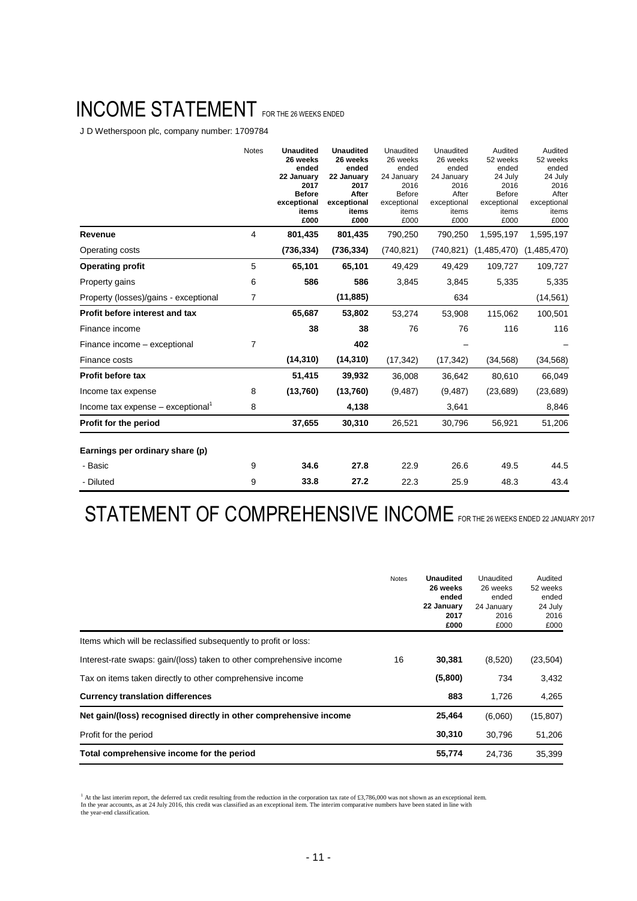# INCOME STATEMENT FOR THE 26 WEEKS ENDED

J D Wetherspoon plc, company number: 1709784

| | Notes | **Unaudited 26 weeks ended 22 January 2017 Before exceptional items £000** | **Unaudited 26 weeks ended 22 January 2017 After exceptional items £000** | Unaudited 26 weeks ended 24 January 2016 Before exceptional items £000 | Unaudited 26 weeks ended 24 January 2016 After exceptional items £000 | Audited 52 weeks ended 24 July 2016 Before exceptional items £000 | Audited 52 weeks ended 24 July 2016 After exceptional items £000 |
|---|---|---|---|---|---|---|---|
| **Revenue** | 4 | **801,435** | **801,435** | 790,250 | 790,250 | 1,595,197 | 1,595,197 |
| Operating costs | | **(736,334)** | **(736,334)** | (740,821) | (740,821) | (1,485,470) | (1,485,470) |
| **Operating profit** | 5 | **65,101** | **65,101** | 49,429 | 49,429 | 109,727 | 109,727 |
| Property gains | 6 | **586** | **586** | 3,845 | 3,845 | 5,335 | 5,335 |
| Property (losses)/gains - exceptional | 7 | | **(11,885)** | | 634 | | (14,561) |
| **Profit before interest and tax** | | **65,687** | **53,802** | 53,274 | 53,908 | 115,062 | 100,501 |
| Finance income | | **38** | **38** | 76 | 76 | 116 | 116 |
| Finance income – exceptional | 7 | | **402** | | – | | – |
| Finance costs | | **(14,310)** | **(14,310)** | (17,342) | (17,342) | (34,568) | (34,568) |
| **Profit before tax** | | **51,415** | **39,932** | 36,008 | 36,642 | 80,610 | 66,049 |
| Income tax expense | 8 | **(13,760)** | **(13,760)** | (9,487) | (9,487) | (23,689) | (23,689) |
| Income tax expense – exceptional[1] | 8 | | **4,138** | | 3,641 | | 8,846 |
| **Profit for the period** | | **37,655** | **30,310** | 26,521 | 30,796 | 56,921 | 51,206 |
| **Earnings per ordinary share (p)** | | | | | | | |
| - Basic | 9 | **34.6** | **27.8** | 22.9 | 26.6 | 49.5 | 44.5 |
| - Diluted | 9 | **33.8** | **27.2** | 22.3 | 25.9 | 48.3 | 43.4 |

# STATEMENT OF COMPREHENSIVE INCOME FOR THE 26 WEEKS ENDED 22 JANUARY 2017

| | Notes | **Unaudited 26 weeks ended 22 January 2017 £000** | Unaudited 26 weeks ended 24 January 2016 £000 | Audited 52 weeks ended 24 July 2016 £000 |
|---|---|---|---|---|
| Items which will be reclassified subsequently to profit or loss: | | | | |
| Interest-rate swaps: gain/(loss) taken to other comprehensive income | 16 | **30,381** | (8,520) | (23,504) |
| Tax on items taken directly to other comprehensive income | | **(5,800)** | 734 | 3,432 |
| **Currency translation differences** | | **883** | 1,726 | 4,265 |
| **Net gain/(loss) recognised directly in other comprehensive income** | | **25,464** | (6,060) | (15,807) |
| Profit for the period | | **30,310** | 30,796 | 51,206 |
| **Total comprehensive income for the period** | | **55,774** | 24,736 | 35,399 |

[1] At the last interim report, the deferred tax credit resulting from the reduction in the corporation tax rate of £3,786,000 was not shown as an exceptional item. In the year accounts, as at 24 July 2016, this credit was classified as an exceptional item. The interim comparative numbers have been stated in line with the year-end classification.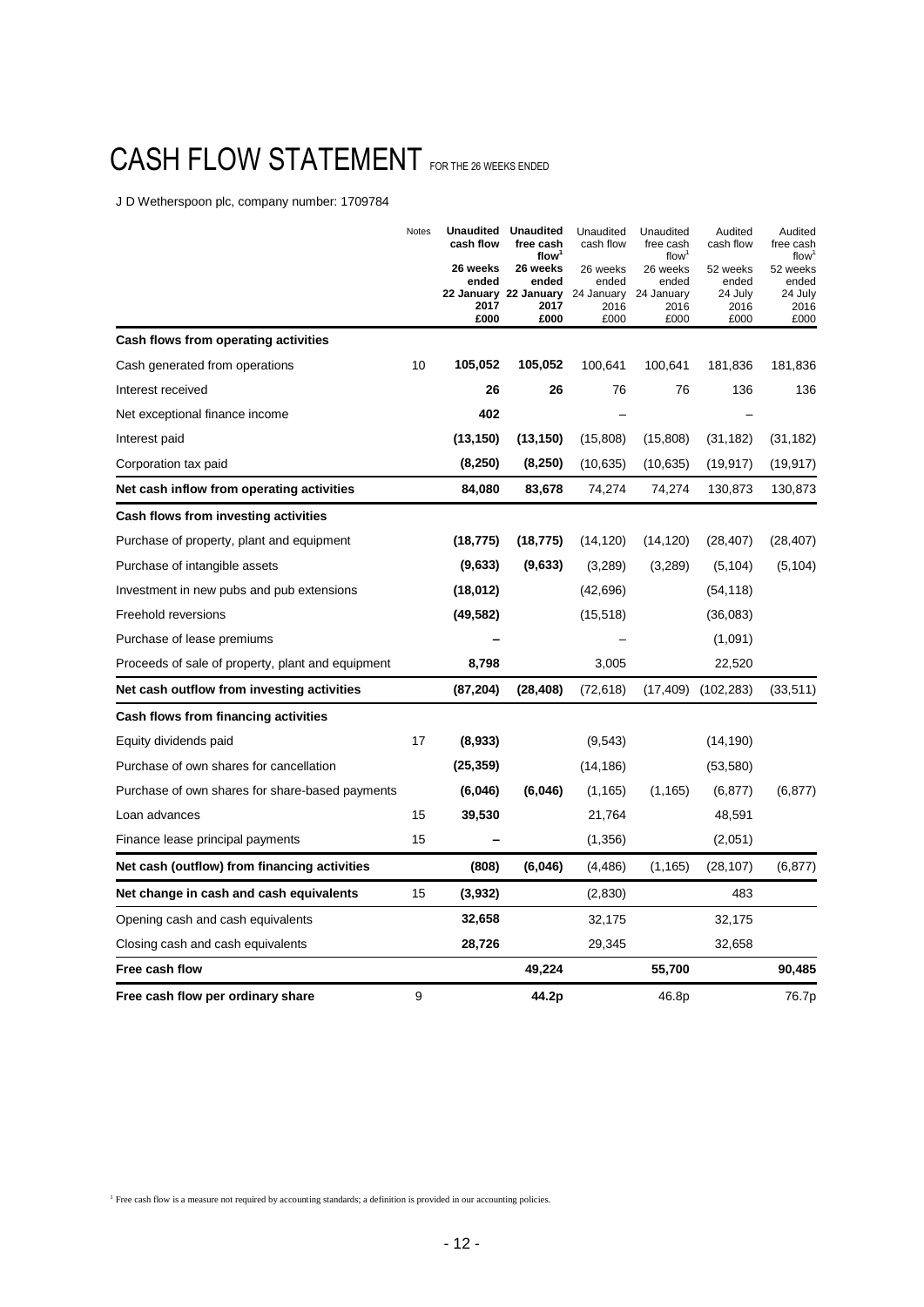# CASH FLOW STATEMENT FOR THE 26 WEEKS ENDED

J D Wetherspoon plc, company number: 1709784

| | Notes | **Unaudited cash flow** | **Unaudited free cash flow[1]** | Unaudited cash flow | Unaudited free cash flow[1] | Audited cash flow | Audited free cash flow[1] |
|---|---|---|---|---|---|---|---|
| | | **26 weeks ended 22 January 2017 £000** | **26 weeks ended 22 January 2017 £000** | 26 weeks ended 24 January 2016 £000 | 26 weeks ended 24 January 2016 £000 | 52 weeks ended 24 July 2016 £000 | 52 weeks ended 24 July 2016 £000 |
| **Cash flows from operating activities** | | | | | | | |
| Cash generated from operations | 10 | **105,052** | **105,052** | 100,641 | 100,641 | 181,836 | 181,836 |
| Interest received | | **26** | **26** | 76 | 76 | 136 | 136 |
| Net exceptional finance income | | **402** | | – | | – | |
| Interest paid | | **(13,150)** | **(13,150)** | (15,808) | (15,808) | (31,182) | (31,182) |
| Corporation tax paid | | **(8,250)** | **(8,250)** | (10,635) | (10,635) | (19,917) | (19,917) |
| **Net cash inflow from operating activities** | | **84,080** | **83,678** | 74,274 | 74,274 | 130,873 | 130,873 |
| **Cash flows from investing activities** | | | | | | | |
| Purchase of property, plant and equipment | | **(18,775)** | **(18,775)** | (14,120) | (14,120) | (28,407) | (28,407) |
| Purchase of intangible assets | | **(9,633)** | **(9,633)** | (3,289) | (3,289) | (5,104) | (5,104) |
| Investment in new pubs and pub extensions | | **(18,012)** | | (42,696) | | (54,118) | |
| Freehold reversions | | **(49,582)** | | (15,518) | | (36,083) | |
| Purchase of lease premiums | | **–** | | – | | (1,091) | |
| Proceeds of sale of property, plant and equipment | | **8,798** | | 3,005 | | 22,520 | |
| **Net cash outflow from investing activities** | | **(87,204)** | **(28,408)** | (72,618) | (17,409) | (102,283) | (33,511) |
| **Cash flows from financing activities** | | | | | | | |
| Equity dividends paid | 17 | **(8,933)** | | (9,543) | | (14,190) | |
| Purchase of own shares for cancellation | | **(25,359)** | | (14,186) | | (53,580) | |
| Purchase of own shares for share-based payments | | **(6,046)** | **(6,046)** | (1,165) | (1,165) | (6,877) | (6,877) |
| Loan advances | 15 | **39,530** | | 21,764 | | 48,591 | |
| Finance lease principal payments | 15 | **–** | | (1,356) | | (2,051) | |
| **Net cash (outflow) from financing activities** | | **(808)** | **(6,046)** | (4,486) | (1,165) | (28,107) | (6,877) |
| **Net change in cash and cash equivalents** | 15 | **(3,932)** | | (2,830) | | 483 | |
| Opening cash and cash equivalents | | **32,658** | | 32,175 | | 32,175 | |
| Closing cash and cash equivalents | | **28,726** | | 29,345 | | 32,658 | |
| **Free cash flow** | | | **49,224** | | **55,700** | | **90,485** |
| **Free cash flow per ordinary share** | 9 | | **44.2p** | | 46.8p | | 76.7p |

[1] Free cash flow is a measure not required by accounting standards; a definition is provided in our accounting policies.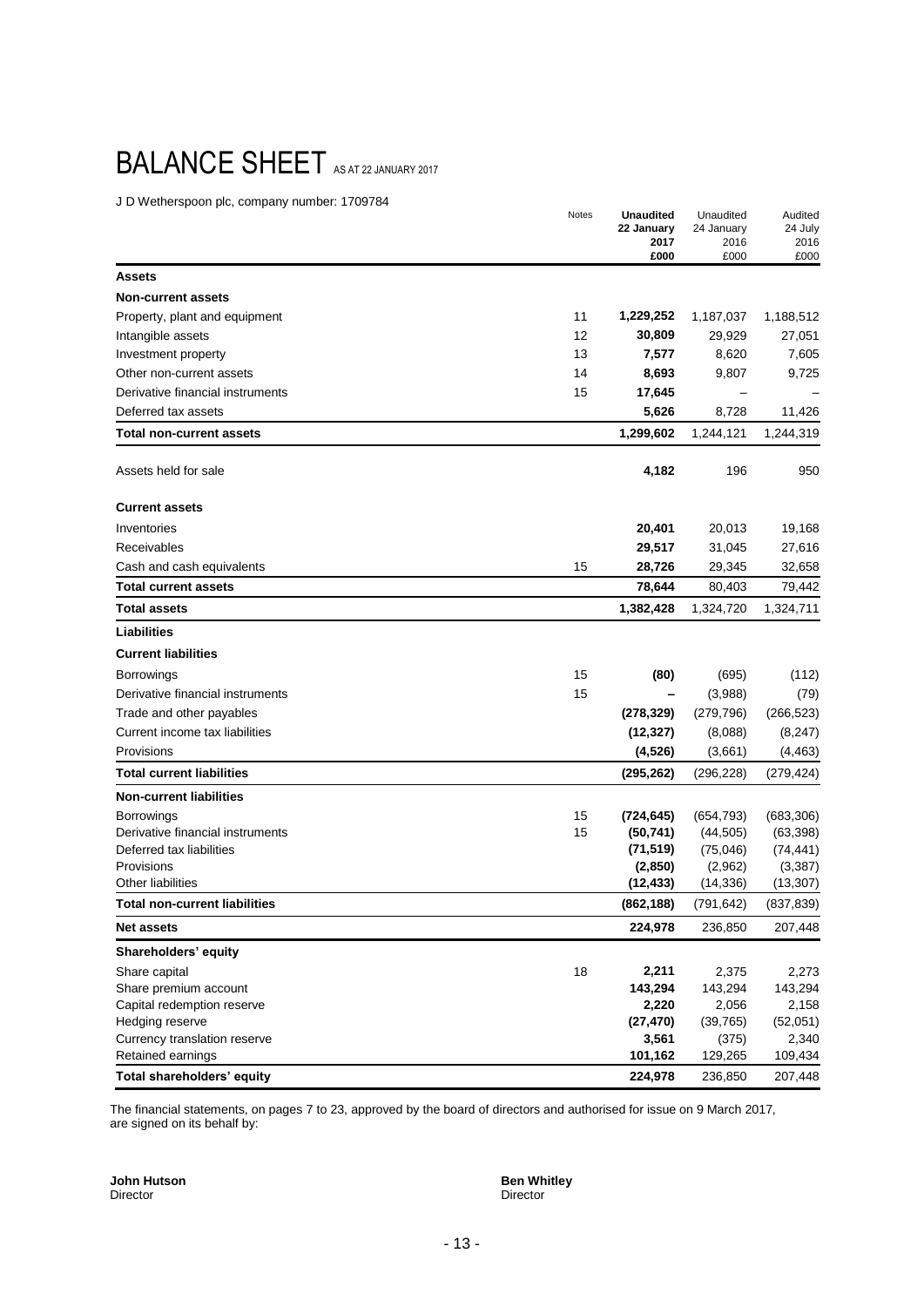# BALANCE SHEET AS AT 22 JANUARY 2017

J D Wetherspoon plc, company number: 1709784

| | Notes | **Unaudited 22 January 2017 £000** | Unaudited 24 January 2016 £000 | Audited 24 July 2016 £000 |
|---|---|---|---|---|
| **Assets** | | | | |
| **Non-current assets** | | | | |
| Property, plant and equipment | 11 | **1,229,252** | 1,187,037 | 1,188,512 |
| Intangible assets | 12 | **30,809** | 29,929 | 27,051 |
| Investment property | 13 | **7,577** | 8,620 | 7,605 |
| Other non-current assets | 14 | **8,693** | 9,807 | 9,725 |
| Derivative financial instruments | 15 | **17,645** | – | – |
| Deferred tax assets | | **5,626** | 8,728 | 11,426 |
| **Total non-current assets** | | **1,299,602** | 1,244,121 | 1,244,319 |
| Assets held for sale | | **4,182** | 196 | 950 |
| **Current assets** | | | | |
| Inventories | | **20,401** | 20,013 | 19,168 |
| Receivables | | **29,517** | 31,045 | 27,616 |
| Cash and cash equivalents | 15 | **28,726** | 29,345 | 32,658 |
| **Total current assets** | | **78,644** | 80,403 | 79,442 |
| **Total assets** | | **1,382,428** | 1,324,720 | 1,324,711 |
| **Liabilities** | | | | |
| **Current liabilities** | | | | |
| Borrowings | 15 | **(80)** | (695) | (112) |
| Derivative financial instruments | 15 | **–** | (3,988) | (79) |
| Trade and other payables | | **(278,329)** | (279,796) | (266,523) |
| Current income tax liabilities | | **(12,327)** | (8,088) | (8,247) |
| Provisions | | **(4,526)** | (3,661) | (4,463) |
| **Total current liabilities** | | **(295,262)** | (296,228) | (279,424) |
| **Non-current liabilities** | | | | |
| Borrowings | 15 | **(724,645)** | (654,793) | (683,306) |
| Derivative financial instruments | 15 | **(50,741)** | (44,505) | (63,398) |
| Deferred tax liabilities | | **(71,519)** | (75,046) | (74,441) |
| Provisions | | **(2,850)** | (2,962) | (3,387) |
| Other liabilities | | **(12,433)** | (14,336) | (13,307) |
| **Total non-current liabilities** | | **(862,188)** | (791,642) | (837,839) |
| **Net assets** | | **224,978** | 236,850 | 207,448 |
| **Shareholders' equity** | | | | |
| Share capital | 18 | **2,211** | 2,375 | 2,273 |
| Share premium account | | **143,294** | 143,294 | 143,294 |
| Capital redemption reserve | | **2,220** | 2,056 | 2,158 |
| Hedging reserve | | **(27,470)** | (39,765) | (52,051) |
| Currency translation reserve | | **3,561** | (375) | 2,340 |
| Retained earnings | | **101,162** | 129,265 | 109,434 |
| **Total shareholders' equity** | | **224,978** | 236,850 | 207,448 |

The financial statements, on pages 7 to 23, approved by the board of directors and authorised for issue on 9 March 2017, are signed on its behalf by:

**John Hutson**
Director

**Ben Whitley**
Director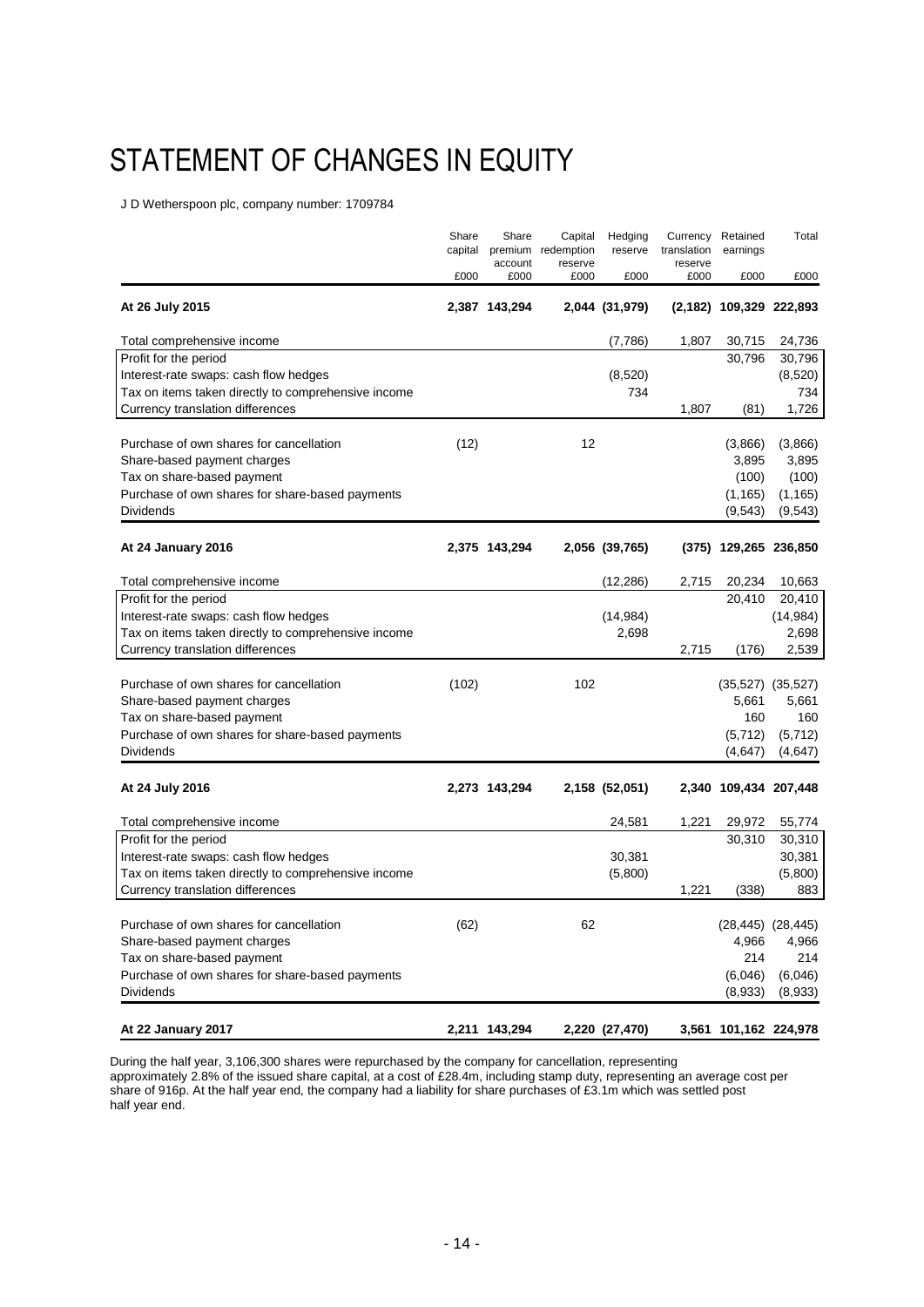# STATEMENT OF CHANGES IN EQUITY

J D Wetherspoon plc, company number: 1709784

| | Share capital £000 | Share premium account £000 | Capital redemption reserve £000 | Hedging reserve £000 | Currency translation reserve £000 | Retained earnings £000 | Total £000 |
|---|---|---|---|---|---|---|---|
| **At 26 July 2015** | **2,387** | **143,294** | **2,044** | **(31,979)** | **(2,182)** | **109,329** | **222,893** |
| Total comprehensive income | | | | (7,786) | 1,807 | 30,715 | 24,736 |
| Profit for the period | | | | | | 30,796 | 30,796 |
| Interest-rate swaps: cash flow hedges | | | | (8,520) | | | (8,520) |
| Tax on items taken directly to comprehensive income | | | | 734 | | | 734 |
| Currency translation differences | | | | | 1,807 | (81) | 1,726 |
| Purchase of own shares for cancellation | (12) | | 12 | | | (3,866) | (3,866) |
| Share-based payment charges | | | | | | 3,895 | 3,895 |
| Tax on share-based payment | | | | | | (100) | (100) |
| Purchase of own shares for share-based payments | | | | | | (1,165) | (1,165) |
| Dividends | | | | | | (9,543) | (9,543) |
| **At 24 January 2016** | **2,375** | **143,294** | **2,056** | **(39,765)** | **(375)** | **129,265** | **236,850** |
| Total comprehensive income | | | | (12,286) | 2,715 | 20,234 | 10,663 |
| Profit for the period | | | | | | 20,410 | 20,410 |
| Interest-rate swaps: cash flow hedges | | | | (14,984) | | | (14,984) |
| Tax on items taken directly to comprehensive income | | | | 2,698 | | | 2,698 |
| Currency translation differences | | | | | 2,715 | (176) | 2,539 |
| Purchase of own shares for cancellation | (102) | | 102 | | | (35,527) | (35,527) |
| Share-based payment charges | | | | | | 5,661 | 5,661 |
| Tax on share-based payment | | | | | | 160 | 160 |
| Purchase of own shares for share-based payments | | | | | | (5,712) | (5,712) |
| Dividends | | | | | | (4,647) | (4,647) |
| **At 24 July 2016** | **2,273** | **143,294** | **2,158** | **(52,051)** | **2,340** | **109,434** | **207,448** |
| Total comprehensive income | | | | 24,581 | 1,221 | 29,972 | 55,774 |
| Profit for the period | | | | | | 30,310 | 30,310 |
| Interest-rate swaps: cash flow hedges | | | | 30,381 | | | 30,381 |
| Tax on items taken directly to comprehensive income | | | | (5,800) | | | (5,800) |
| Currency translation differences | | | | | 1,221 | (338) | 883 |
| Purchase of own shares for cancellation | (62) | | 62 | | | (28,445) | (28,445) |
| Share-based payment charges | | | | | | 4,966 | 4,966 |
| Tax on share-based payment | | | | | | 214 | 214 |
| Purchase of own shares for share-based payments | | | | | | (6,046) | (6,046) |
| Dividends | | | | | | (8,933) | (8,933) |
| **At 22 January 2017** | **2,211** | **143,294** | **2,220** | **(27,470)** | **3,561** | **101,162** | **224,978** |

During the half year, 3,106,300 shares were repurchased by the company for cancellation, representing approximately 2.8% of the issued share capital, at a cost of £28.4m, including stamp duty, representing an average cost per share of 916p. At the half year end, the company had a liability for share purchases of £3.1m which was settled post half year end.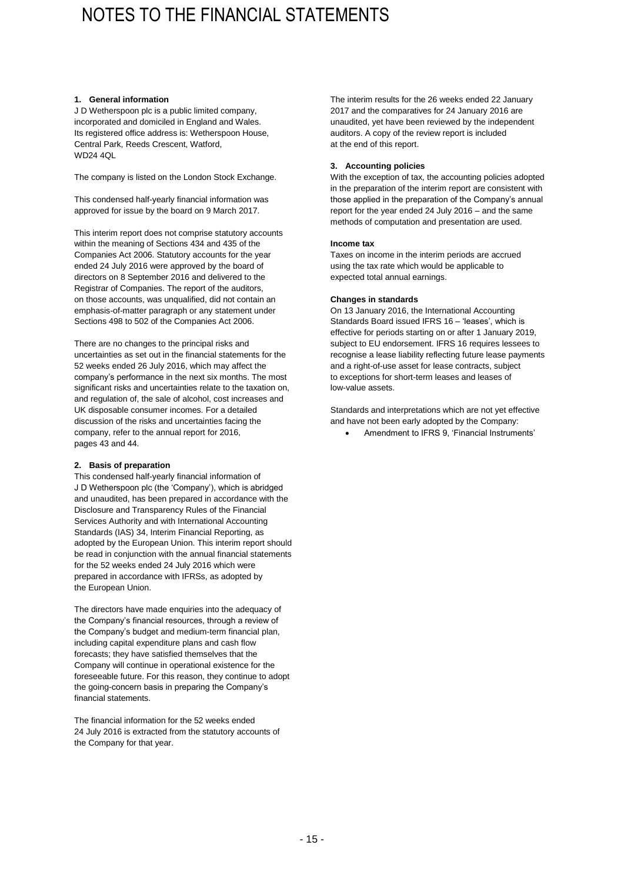# NOTES TO THE FINANCIAL STATEMENTS

## 1. General information

J D Wetherspoon plc is a public limited company, incorporated and domiciled in England and Wales. Its registered office address is: Wetherspoon House, Central Park, Reeds Crescent, Watford, WD24 4QL

The company is listed on the London Stock Exchange.

This condensed half-yearly financial information was approved for issue by the board on 9 March 2017.

This interim report does not comprise statutory accounts within the meaning of Sections 434 and 435 of the Companies Act 2006. Statutory accounts for the year ended 24 July 2016 were approved by the board of directors on 8 September 2016 and delivered to the Registrar of Companies. The report of the auditors, on those accounts, was unqualified, did not contain an emphasis-of-matter paragraph or any statement under Sections 498 to 502 of the Companies Act 2006.

There are no changes to the principal risks and uncertainties as set out in the financial statements for the 52 weeks ended 26 July 2016, which may affect the company's performance in the next six months. The most significant risks and uncertainties relate to the taxation on, and regulation of, the sale of alcohol, cost increases and UK disposable consumer incomes. For a detailed discussion of the risks and uncertainties facing the company, refer to the annual report for 2016, pages 43 and 44.

## 2. Basis of preparation

This condensed half-yearly financial information of J D Wetherspoon plc (the 'Company'), which is abridged and unaudited, has been prepared in accordance with the Disclosure and Transparency Rules of the Financial Services Authority and with International Accounting Standards (IAS) 34, Interim Financial Reporting, as adopted by the European Union. This interim report should be read in conjunction with the annual financial statements for the 52 weeks ended 24 July 2016 which were prepared in accordance with IFRSs, as adopted by the European Union.

The directors have made enquiries into the adequacy of the Company's financial resources, through a review of the Company's budget and medium-term financial plan, including capital expenditure plans and cash flow forecasts; they have satisfied themselves that the Company will continue in operational existence for the foreseeable future. For this reason, they continue to adopt the going-concern basis in preparing the Company's financial statements.

The financial information for the 52 weeks ended 24 July 2016 is extracted from the statutory accounts of the Company for that year.

The interim results for the 26 weeks ended 22 January 2017 and the comparatives for 24 January 2016 are unaudited, yet have been reviewed by the independent auditors. A copy of the review report is included at the end of this report.

## 3. Accounting policies

With the exception of tax, the accounting policies adopted in the preparation of the interim report are consistent with those applied in the preparation of the Company's annual report for the year ended 24 July 2016 – and the same methods of computation and presentation are used.

**Income tax**

Taxes on income in the interim periods are accrued using the tax rate which would be applicable to expected total annual earnings.

**Changes in standards**

On 13 January 2016, the International Accounting Standards Board issued IFRS 16 – 'leases', which is effective for periods starting on or after 1 January 2019, subject to EU endorsement. IFRS 16 requires lessees to recognise a lease liability reflecting future lease payments and a right-of-use asset for lease contracts, subject to exceptions for short-term leases and leases of low-value assets.

Standards and interpretations which are not yet effective and have not been early adopted by the Company:

- Amendment to IFRS 9, 'Financial Instruments'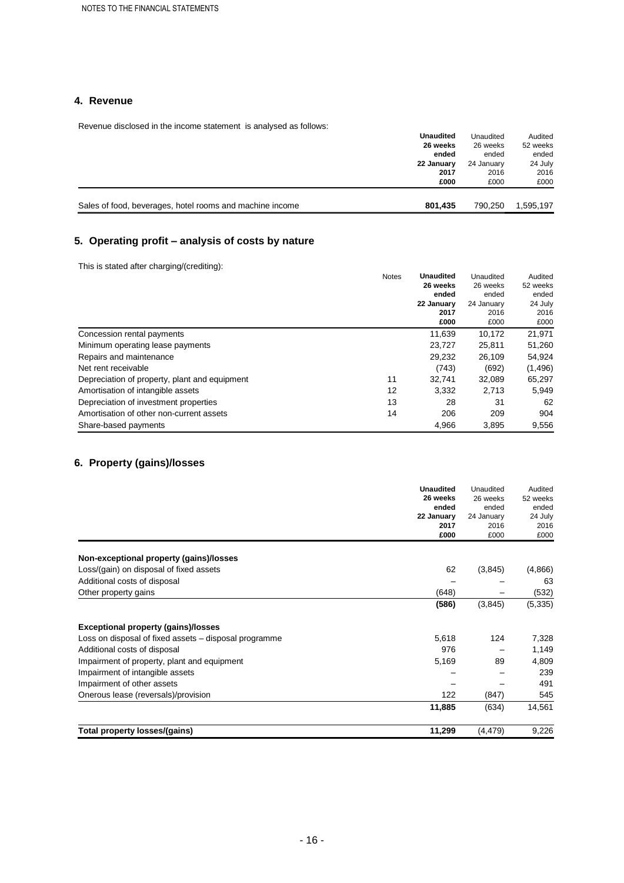## 4. Revenue

Revenue disclosed in the income statement is analysed as follows:

| | **Unaudited 26 weeks ended 22 January 2017 £000** | Unaudited 26 weeks ended 24 January 2016 £000 | Audited 52 weeks ended 24 July 2016 £000 |
|---|---|---|---|
| Sales of food, beverages, hotel rooms and machine income | **801,435** | 790,250 | 1,595,197 |

## 5. Operating profit – analysis of costs by nature

This is stated after charging/(crediting):

| | Notes | **Unaudited 26 weeks ended 22 January 2017 £000** | Unaudited 26 weeks ended 24 January 2016 £000 | Audited 52 weeks ended 24 July 2016 £000 |
|---|---|---|---|---|
| Concession rental payments | | 11,639 | 10,172 | 21,971 |
| Minimum operating lease payments | | 23,727 | 25,811 | 51,260 |
| Repairs and maintenance | | 29,232 | 26,109 | 54,924 |
| Net rent receivable | | (743) | (692) | (1,496) |
| Depreciation of property, plant and equipment | 11 | 32,741 | 32,089 | 65,297 |
| Amortisation of intangible assets | 12 | 3,332 | 2,713 | 5,949 |
| Depreciation of investment properties | 13 | 28 | 31 | 62 |
| Amortisation of other non-current assets | 14 | 206 | 209 | 904 |
| Share-based payments | | 4,966 | 3,895 | 9,556 |

## 6. Property (gains)/losses

| | **Unaudited 26 weeks ended 22 January 2017 £000** | Unaudited 26 weeks ended 24 January 2016 £000 | Audited 52 weeks ended 24 July 2016 £000 |
|---|---|---|---|
| **Non-exceptional property (gains)/losses** | | | |
| Loss/(gain) on disposal of fixed assets | 62 | (3,845) | (4,866) |
| Additional costs of disposal | – | – | 63 |
| Other property gains | (648) | – | (532) |
| | **(586)** | (3,845) | (5,335) |
| **Exceptional property (gains)/losses** | | | |
| Loss on disposal of fixed assets – disposal programme | 5,618 | 124 | 7,328 |
| Additional costs of disposal | 976 | – | 1,149 |
| Impairment of property, plant and equipment | 5,169 | 89 | 4,809 |
| Impairment of intangible assets | – | – | 239 |
| Impairment of other assets | – | – | 491 |
| Onerous lease (reversals)/provision | 122 | (847) | 545 |
| | **11,885** | (634) | 14,561 |
| **Total property losses/(gains)** | **11,299** | (4,479) | 9,226 |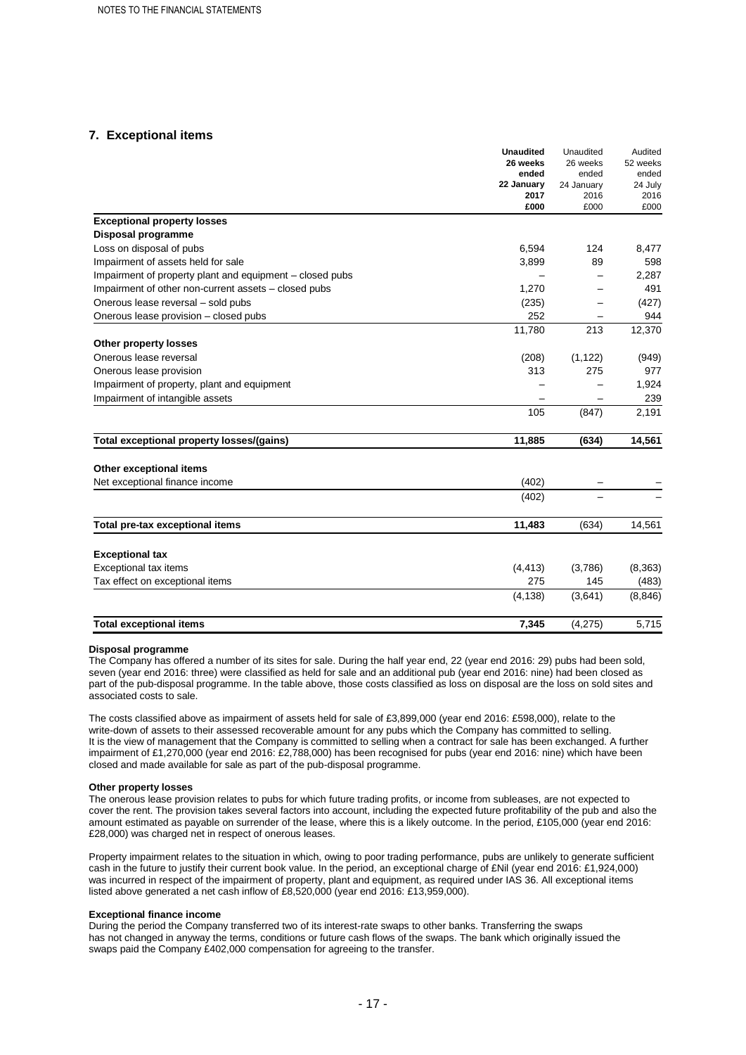## 7. Exceptional items

| | **Unaudited 26 weeks ended 22 January 2017 £000** | Unaudited 26 weeks ended 24 January 2016 £000 | Audited 52 weeks ended 24 July 2016 £000 |
|---|---|---|---|
| **Exceptional property losses** | | | |
| **Disposal programme** | | | |
| Loss on disposal of pubs | 6,594 | 124 | 8,477 |
| Impairment of assets held for sale | 3,899 | 89 | 598 |
| Impairment of property plant and equipment – closed pubs | – | – | 2,287 |
| Impairment of other non-current assets – closed pubs | 1,270 | – | 491 |
| Onerous lease reversal – sold pubs | (235) | – | (427) |
| Onerous lease provision – closed pubs | 252 | – | 944 |
| | 11,780 | 213 | 12,370 |
| **Other property losses** | | | |
| Onerous lease reversal | (208) | (1,122) | (949) |
| Onerous lease provision | 313 | 275 | 977 |
| Impairment of property, plant and equipment | – | – | 1,924 |
| Impairment of intangible assets | – | – | 239 |
| | 105 | (847) | 2,191 |
| **Total exceptional property losses/(gains)** | **11,885** | **(634)** | **14,561** |
| **Other exceptional items** | | | |
| Net exceptional finance income | (402) | – | – |
| | (402) | – | – |
| **Total pre-tax exceptional items** | **11,483** | (634) | 14,561 |
| **Exceptional tax** | | | |
| Exceptional tax items | (4,413) | (3,786) | (8,363) |
| Tax effect on exceptional items | 275 | 145 | (483) |
| | (4,138) | (3,641) | (8,846) |
| **Total exceptional items** | **7,345** | (4,275) | 5,715 |

**Disposal programme**

The Company has offered a number of its sites for sale. During the half year end, 22 (year end 2016: 29) pubs had been sold, seven (year end 2016: three) were classified as held for sale and an additional pub (year end 2016: nine) had been closed as part of the pub-disposal programme. In the table above, those costs classified as loss on disposal are the loss on sold sites and associated costs to sale.

The costs classified above as impairment of assets held for sale of £3,899,000 (year end 2016: £598,000), relate to the write-down of assets to their assessed recoverable amount for any pubs which the Company has committed to selling. It is the view of management that the Company is committed to selling when a contract for sale has been exchanged. A further impairment of £1,270,000 (year end 2016: £2,788,000) has been recognised for pubs (year end 2016: nine) which have been closed and made available for sale as part of the pub-disposal programme.

**Other property losses**

The onerous lease provision relates to pubs for which future trading profits, or income from subleases, are not expected to cover the rent. The provision takes several factors into account, including the expected future profitability of the pub and also the amount estimated as payable on surrender of the lease, where this is a likely outcome. In the period, £105,000 (year end 2016: £28,000) was charged net in respect of onerous leases.

Property impairment relates to the situation in which, owing to poor trading performance, pubs are unlikely to generate sufficient cash in the future to justify their current book value. In the period, an exceptional charge of £Nil (year end 2016: £1,924,000) was incurred in respect of the impairment of property, plant and equipment, as required under IAS 36. All exceptional items listed above generated a net cash inflow of £8,520,000 (year end 2016: £13,959,000).

**Exceptional finance income**

During the period the Company transferred two of its interest-rate swaps to other banks. Transferring the swaps has not changed in anyway the terms, conditions or future cash flows of the swaps. The bank which originally issued the swaps paid the Company £402,000 compensation for agreeing to the transfer.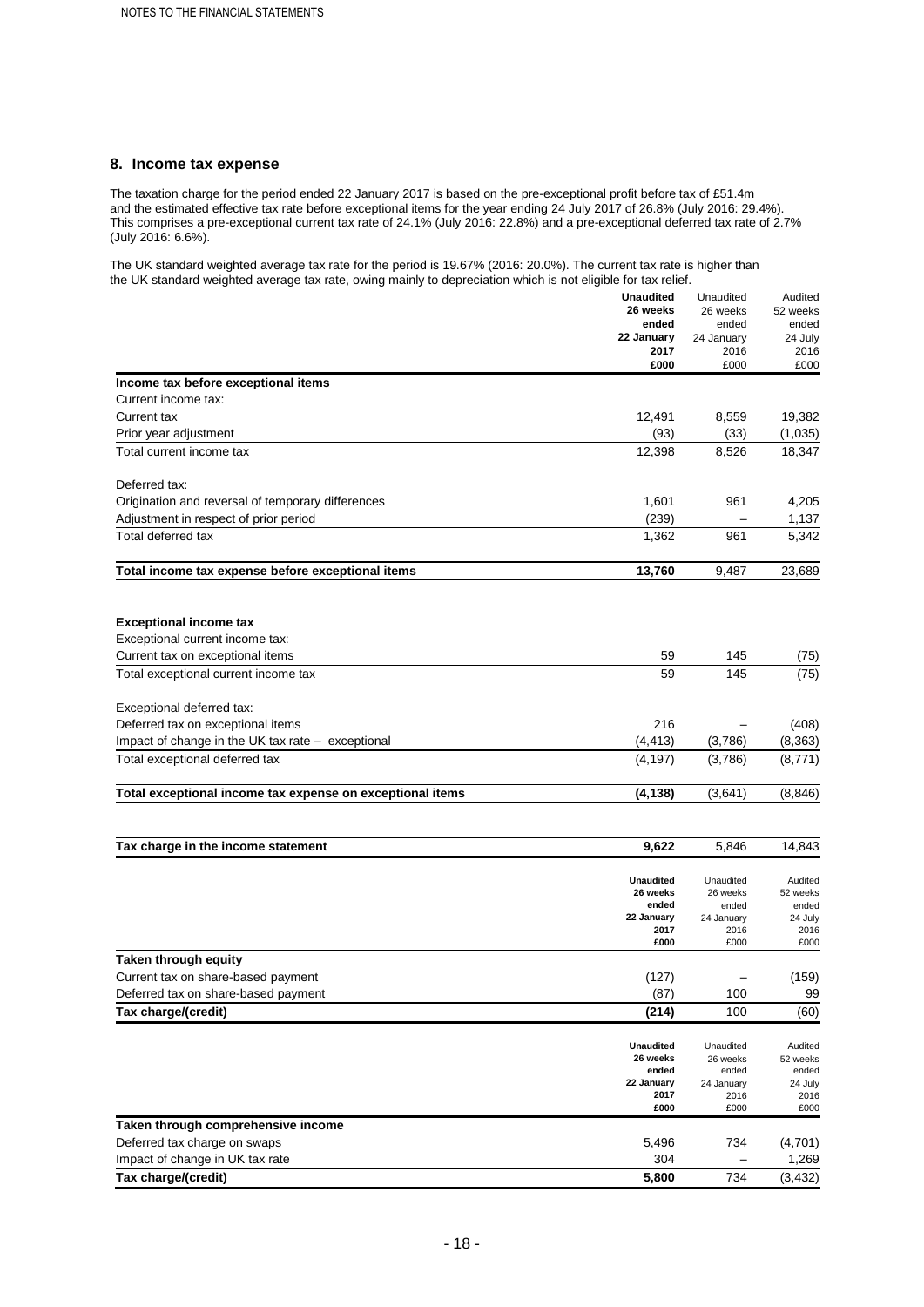## 8. Income tax expense

The taxation charge for the period ended 22 January 2017 is based on the pre-exceptional profit before tax of £51.4m and the estimated effective tax rate before exceptional items for the year ending 24 July 2017 of 26.8% (July 2016: 29.4%). This comprises a pre-exceptional current tax rate of 24.1% (July 2016: 22.8%) and a pre-exceptional deferred tax rate of 2.7% (July 2016: 6.6%).

The UK standard weighted average tax rate for the period is 19.67% (2016: 20.0%). The current tax rate is higher than the UK standard weighted average tax rate, owing mainly to depreciation which is not eligible for tax relief.

| | **Unaudited 26 weeks ended 22 January 2017 £000** | Unaudited 26 weeks ended 24 January 2016 £000 | Audited 52 weeks ended 24 July 2016 £000 |
|---|---|---|---|
| **Income tax before exceptional items** | | | |
| Current income tax: | | | |
| Current tax | 12,491 | 8,559 | 19,382 |
| Prior year adjustment | (93) | (33) | (1,035) |
| Total current income tax | 12,398 | 8,526 | 18,347 |
| Deferred tax: | | | |
| Origination and reversal of temporary differences | 1,601 | 961 | 4,205 |
| Adjustment in respect of prior period | (239) | – | 1,137 |
| Total deferred tax | 1,362 | 961 | 5,342 |
| **Total income tax expense before exceptional items** | **13,760** | 9,487 | 23,689 |
| **Exceptional income tax** | | | |
| Exceptional current income tax: | | | |
| Current tax on exceptional items | 59 | 145 | (75) |
| Total exceptional current income tax | 59 | 145 | (75) |
| Exceptional deferred tax: | | | |
| Deferred tax on exceptional items | 216 | – | (408) |
| Impact of change in the UK tax rate – exceptional | (4,413) | (3,786) | (8,363) |
| Total exceptional deferred tax | (4,197) | (3,786) | (8,771) |
| **Total exceptional income tax expense on exceptional items** | **(4,138)** | (3,641) | (8,846) |
| **Tax charge in the income statement** | **9,622** | 5,846 | 14,843 |

| | **Unaudited 26 weeks ended 22 January 2017 £000** | Unaudited 26 weeks ended 24 January 2016 £000 | Audited 52 weeks ended 24 July 2016 £000 |
|---|---|---|---|
| **Taken through equity** | | | |
| Current tax on share-based payment | (127) | – | (159) |
| Deferred tax on share-based payment | (87) | 100 | 99 |
| **Tax charge/(credit)** | **(214)** | 100 | (60) |

| | **Unaudited 26 weeks ended 22 January 2017 £000** | Unaudited 26 weeks ended 24 January 2016 £000 | Audited 52 weeks ended 24 July 2016 £000 |
|---|---|---|---|
| **Taken through comprehensive income** | | | |
| Deferred tax charge on swaps | 5,496 | 734 | (4,701) |
| Impact of change in UK tax rate | 304 | – | 1,269 |
| **Tax charge/(credit)** | **5,800** | 734 | (3,432) |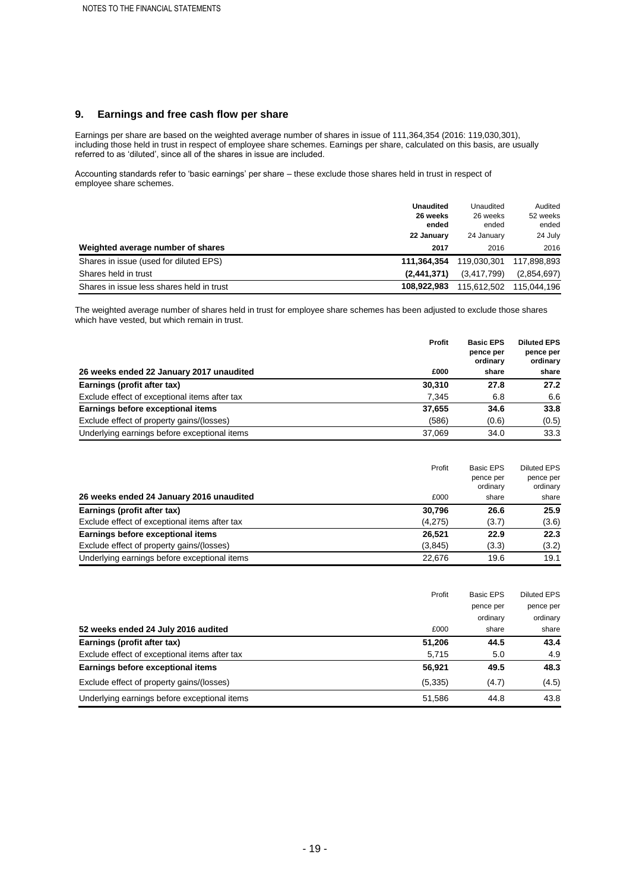## 9. Earnings and free cash flow per share

Earnings per share are based on the weighted average number of shares in issue of 111,364,354 (2016: 119,030,301), including those held in trust in respect of employee share schemes. Earnings per share, calculated on this basis, are usually referred to as 'diluted', since all of the shares in issue are included.

Accounting standards refer to 'basic earnings' per share – these exclude those shares held in trust in respect of employee share schemes.

| Weighted average number of shares | **Unaudited 26 weeks ended 22 January 2017** | Unaudited 26 weeks ended 24 January 2016 | Audited 52 weeks ended 24 July 2016 |
|---|---|---|---|
| Shares in issue (used for diluted EPS) | **111,364,354** | 119,030,301 | 117,898,893 |
| Shares held in trust | **(2,441,371)** | (3,417,799) | (2,854,697) |
| Shares in issue less shares held in trust | **108,922,983** | 115,612,502 | 115,044,196 |

The weighted average number of shares held in trust for employee share schemes has been adjusted to exclude those shares which have vested, but which remain in trust.

| 26 weeks ended 22 January 2017 unaudited | **Profit £000** | **Basic EPS pence per ordinary share** | **Diluted EPS pence per ordinary share** |
|---|---|---|---|
| **Earnings (profit after tax)** | **30,310** | **27.8** | **27.2** |
| Exclude effect of exceptional items after tax | 7,345 | 6.8 | 6.6 |
| **Earnings before exceptional items** | **37,655** | **34.6** | **33.8** |
| Exclude effect of property gains/(losses) | (586) | (0.6) | (0.5) |
| Underlying earnings before exceptional items | 37,069 | 34.0 | 33.3 |

| 26 weeks ended 24 January 2016 unaudited | Profit £000 | Basic EPS pence per ordinary share | Diluted EPS pence per ordinary share |
|---|---|---|---|
| **Earnings (profit after tax)** | **30,796** | **26.6** | **25.9** |
| Exclude effect of exceptional items after tax | (4,275) | (3.7) | (3.6) |
| **Earnings before exceptional items** | **26,521** | **22.9** | **22.3** |
| Exclude effect of property gains/(losses) | (3,845) | (3.3) | (3.2) |
| Underlying earnings before exceptional items | 22,676 | 19.6 | 19.1 |

| 52 weeks ended 24 July 2016 audited | Profit £000 | Basic EPS pence per ordinary share | Diluted EPS pence per ordinary share |
|---|---|---|---|
| **Earnings (profit after tax)** | **51,206** | **44.5** | **43.4** |
| Exclude effect of exceptional items after tax | 5,715 | 5.0 | 4.9 |
| **Earnings before exceptional items** | **56,921** | **49.5** | **48.3** |
| Exclude effect of property gains/(losses) | (5,335) | (4.7) | (4.5) |
| Underlying earnings before exceptional items | 51,586 | 44.8 | 43.8 |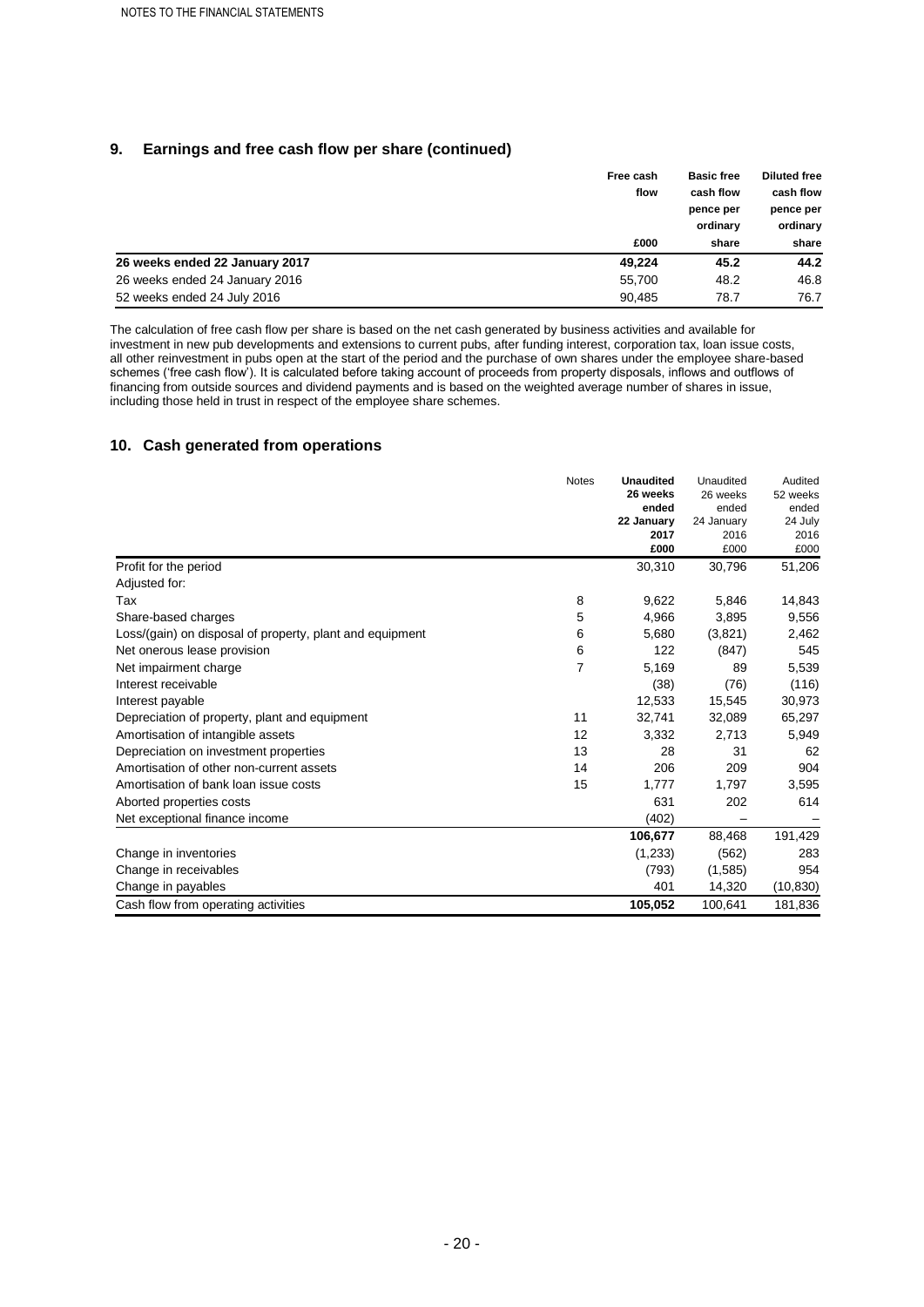## 9. Earnings and free cash flow per share (continued)

| | Free cash flow £000 | Basic free cash flow pence per ordinary share | Diluted free cash flow pence per ordinary share |
|---|---|---|---|
| **26 weeks ended 22 January 2017** | **49,224** | **45.2** | **44.2** |
| 26 weeks ended 24 January 2016 | 55,700 | 48.2 | 46.8 |
| 52 weeks ended 24 July 2016 | 90,485 | 78.7 | 76.7 |

The calculation of free cash flow per share is based on the net cash generated by business activities and available for investment in new pub developments and extensions to current pubs, after funding interest, corporation tax, loan issue costs, all other reinvestment in pubs open at the start of the period and the purchase of own shares under the employee share-based schemes ('free cash flow'). It is calculated before taking account of proceeds from property disposals, inflows and outflows of financing from outside sources and dividend payments and is based on the weighted average number of shares in issue, including those held in trust in respect of the employee share schemes.

## 10. Cash generated from operations

| | Notes | **Unaudited 26 weeks ended 22 January 2017 £000** | Unaudited 26 weeks ended 24 January 2016 £000 | Audited 52 weeks ended 24 July 2016 £000 |
|---|---|---|---|---|
| Profit for the period | | 30,310 | 30,796 | 51,206 |
| Adjusted for: | | | | |
| Tax | 8 | 9,622 | 5,846 | 14,843 |
| Share-based charges | 5 | 4,966 | 3,895 | 9,556 |
| Loss/(gain) on disposal of property, plant and equipment | 6 | 5,680 | (3,821) | 2,462 |
| Net onerous lease provision | 6 | 122 | (847) | 545 |
| Net impairment charge | 7 | 5,169 | 89 | 5,539 |
| Interest receivable | | (38) | (76) | (116) |
| Interest payable | | 12,533 | 15,545 | 30,973 |
| Depreciation of property, plant and equipment | 11 | 32,741 | 32,089 | 65,297 |
| Amortisation of intangible assets | 12 | 3,332 | 2,713 | 5,949 |
| Depreciation on investment properties | 13 | 28 | 31 | 62 |
| Amortisation of other non-current assets | 14 | 206 | 209 | 904 |
| Amortisation of bank loan issue costs | 15 | 1,777 | 1,797 | 3,595 |
| Aborted properties costs | | 631 | 202 | 614 |
| Net exceptional finance income | | (402) | – | – |
| | | **106,677** | 88,468 | 191,429 |
| Change in inventories | | (1,233) | (562) | 283 |
| Change in receivables | | (793) | (1,585) | 954 |
| Change in payables | | 401 | 14,320 | (10,830) |
| Cash flow from operating activities | | **105,052** | 100,641 | 181,836 |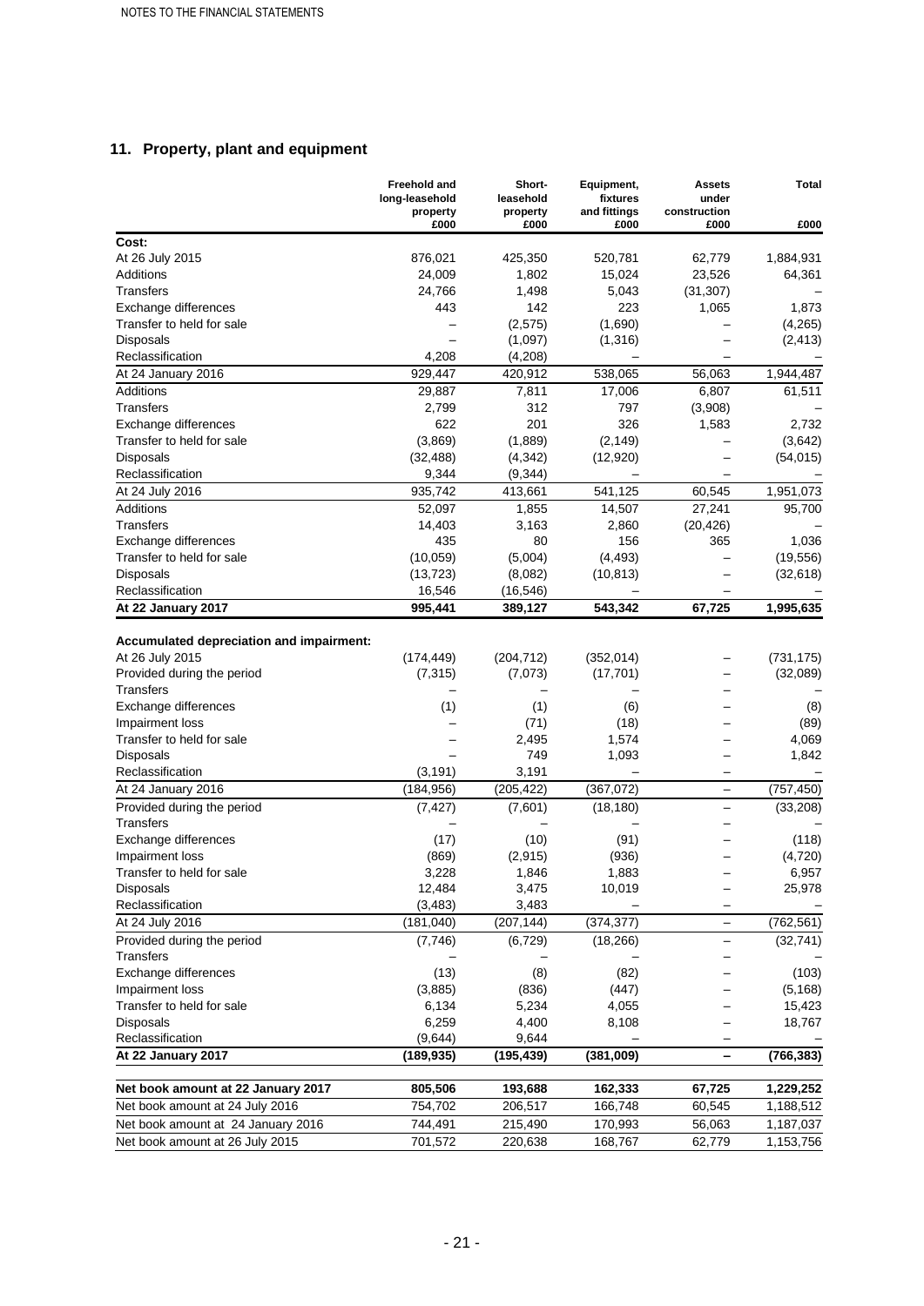## 11. Property, plant and equipment

| | Freehold and long-leasehold property £000 | Short-leasehold property £000 | Equipment, fixtures and fittings £000 | Assets under construction £000 | Total £000 |
|---|---|---|---|---|---|
| **Cost:** | | | | | |
| At 26 July 2015 | 876,021 | 425,350 | 520,781 | 62,779 | 1,884,931 |
| Additions | 24,009 | 1,802 | 15,024 | 23,526 | 64,361 |
| Transfers | 24,766 | 1,498 | 5,043 | (31,307) | – |
| Exchange differences | 443 | 142 | 223 | 1,065 | 1,873 |
| Transfer to held for sale | – | (2,575) | (1,690) | – | (4,265) |
| Disposals | – | (1,097) | (1,316) | – | (2,413) |
| Reclassification | 4,208 | (4,208) | – | – | – |
| At 24 January 2016 | 929,447 | 420,912 | 538,065 | 56,063 | 1,944,487 |
| Additions | 29,887 | 7,811 | 17,006 | 6,807 | 61,511 |
| Transfers | 2,799 | 312 | 797 | (3,908) | – |
| Exchange differences | 622 | 201 | 326 | 1,583 | 2,732 |
| Transfer to held for sale | (3,869) | (1,889) | (2,149) | – | (3,642) |
| Disposals | (32,488) | (4,342) | (12,920) | – | (54,015) |
| Reclassification | 9,344 | (9,344) | – | – | – |
| At 24 July 2016 | 935,742 | 413,661 | 541,125 | 60,545 | 1,951,073 |
| Additions | 52,097 | 1,855 | 14,507 | 27,241 | 95,700 |
| Transfers | 14,403 | 3,163 | 2,860 | (20,426) | – |
| Exchange differences | 435 | 80 | 156 | 365 | 1,036 |
| Transfer to held for sale | (10,059) | (5,004) | (4,493) | – | (19,556) |
| Disposals | (13,723) | (8,082) | (10,813) | – | (32,618) |
| Reclassification | 16,546 | (16,546) | – | – | – |
| **At 22 January 2017** | **995,441** | **389,127** | **543,342** | **67,725** | **1,995,635** |
| | | | | | |
| **Accumulated depreciation and impairment:** | | | | | |
| At 26 July 2015 | (174,449) | (204,712) | (352,014) | – | (731,175) |
| Provided during the period | (7,315) | (7,073) | (17,701) | – | (32,089) |
| Transfers | – | – | – | – | – |
| Exchange differences | (1) | (1) | (6) | – | (8) |
| Impairment loss | – | (71) | (18) | – | (89) |
| Transfer to held for sale | – | 2,495 | 1,574 | – | 4,069 |
| Disposals | – | 749 | 1,093 | – | 1,842 |
| Reclassification | (3,191) | 3,191 | – | – | – |
| At 24 January 2016 | (184,956) | (205,422) | (367,072) | – | (757,450) |
| Provided during the period | (7,427) | (7,601) | (18,180) | – | (33,208) |
| Transfers | – | – | – | – | – |
| Exchange differences | (17) | (10) | (91) | – | (118) |
| Impairment loss | (869) | (2,915) | (936) | – | (4,720) |
| Transfer to held for sale | 3,228 | 1,846 | 1,883 | – | 6,957 |
| Disposals | 12,484 | 3,475 | 10,019 | – | 25,978 |
| Reclassification | (3,483) | 3,483 | – | – | – |
| At 24 July 2016 | (181,040) | (207,144) | (374,377) | – | (762,561) |
| Provided during the period | (7,746) | (6,729) | (18,266) | – | (32,741) |
| Transfers | – | – | – | – | – |
| Exchange differences | (13) | (8) | (82) | – | (103) |
| Impairment loss | (3,885) | (836) | (447) | – | (5,168) |
| Transfer to held for sale | 6,134 | 5,234 | 4,055 | – | 15,423 |
| Disposals | 6,259 | 4,400 | 8,108 | – | 18,767 |
| Reclassification | (9,644) | 9,644 | – | – | – |
| **At 22 January 2017** | **(189,935)** | **(195,439)** | **(381,009)** | **–** | **(766,383)** |
| | | | | | |
| **Net book amount at 22 January 2017** | **805,506** | **193,688** | **162,333** | **67,725** | **1,229,252** |
| Net book amount at 24 July 2016 | 754,702 | 206,517 | 166,748 | 60,545 | 1,188,512 |
| Net book amount at 24 January 2016 | 744,491 | 215,490 | 170,993 | 56,063 | 1,187,037 |
| Net book amount at 26 July 2015 | 701,572 | 220,638 | 168,767 | 62,779 | 1,153,756 |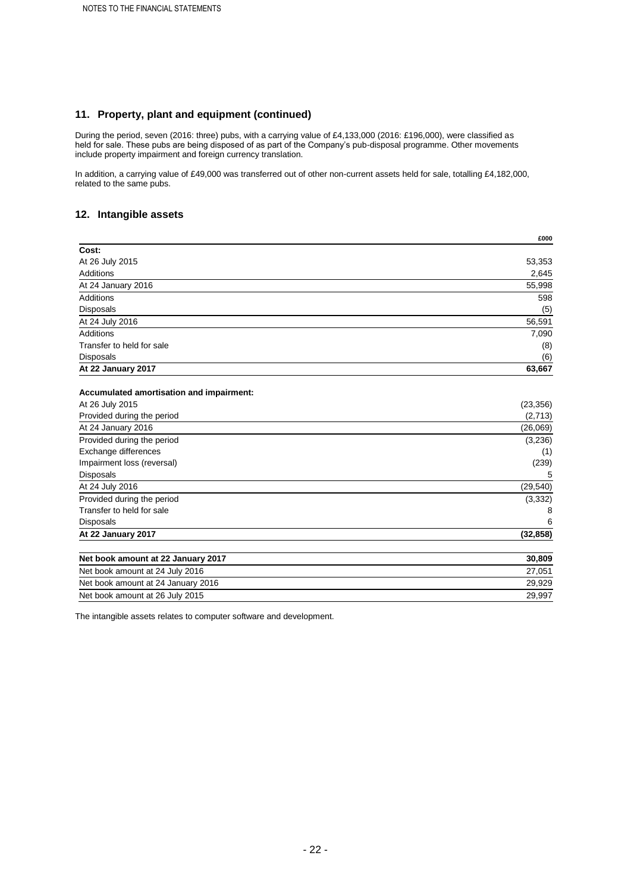## 11. Property, plant and equipment (continued)

During the period, seven (2016: three) pubs, with a carrying value of £4,133,000 (2016: £196,000), were classified as held for sale. These pubs are being disposed of as part of the Company's pub-disposal programme. Other movements include property impairment and foreign currency translation.

In addition, a carrying value of £49,000 was transferred out of other non-current assets held for sale, totalling £4,182,000, related to the same pubs.

## 12. Intangible assets

| | £000 |
|---|---|
| **Cost:** | |
| At 26 July 2015 | 53,353 |
| Additions | 2,645 |
| At 24 January 2016 | 55,998 |
| Additions | 598 |
| Disposals | (5) |
| At 24 July 2016 | 56,591 |
| Additions | 7,090 |
| Transfer to held for sale | (8) |
| Disposals | (6) |
| **At 22 January 2017** | **63,667** |
| | |
| **Accumulated amortisation and impairment:** | |
| At 26 July 2015 | (23,356) |
| Provided during the period | (2,713) |
| At 24 January 2016 | (26,069) |
| Provided during the period | (3,236) |
| Exchange differences | (1) |
| Impairment loss (reversal) | (239) |
| Disposals | 5 |
| At 24 July 2016 | (29,540) |
| Provided during the period | (3,332) |
| Transfer to held for sale | 8 |
| Disposals | 6 |
| **At 22 January 2017** | **(32,858)** |
| | |
| **Net book amount at 22 January 2017** | **30,809** |
| Net book amount at 24 July 2016 | 27,051 |
| Net book amount at 24 January 2016 | 29,929 |
| Net book amount at 26 July 2015 | 29,997 |

The intangible assets relates to computer software and development.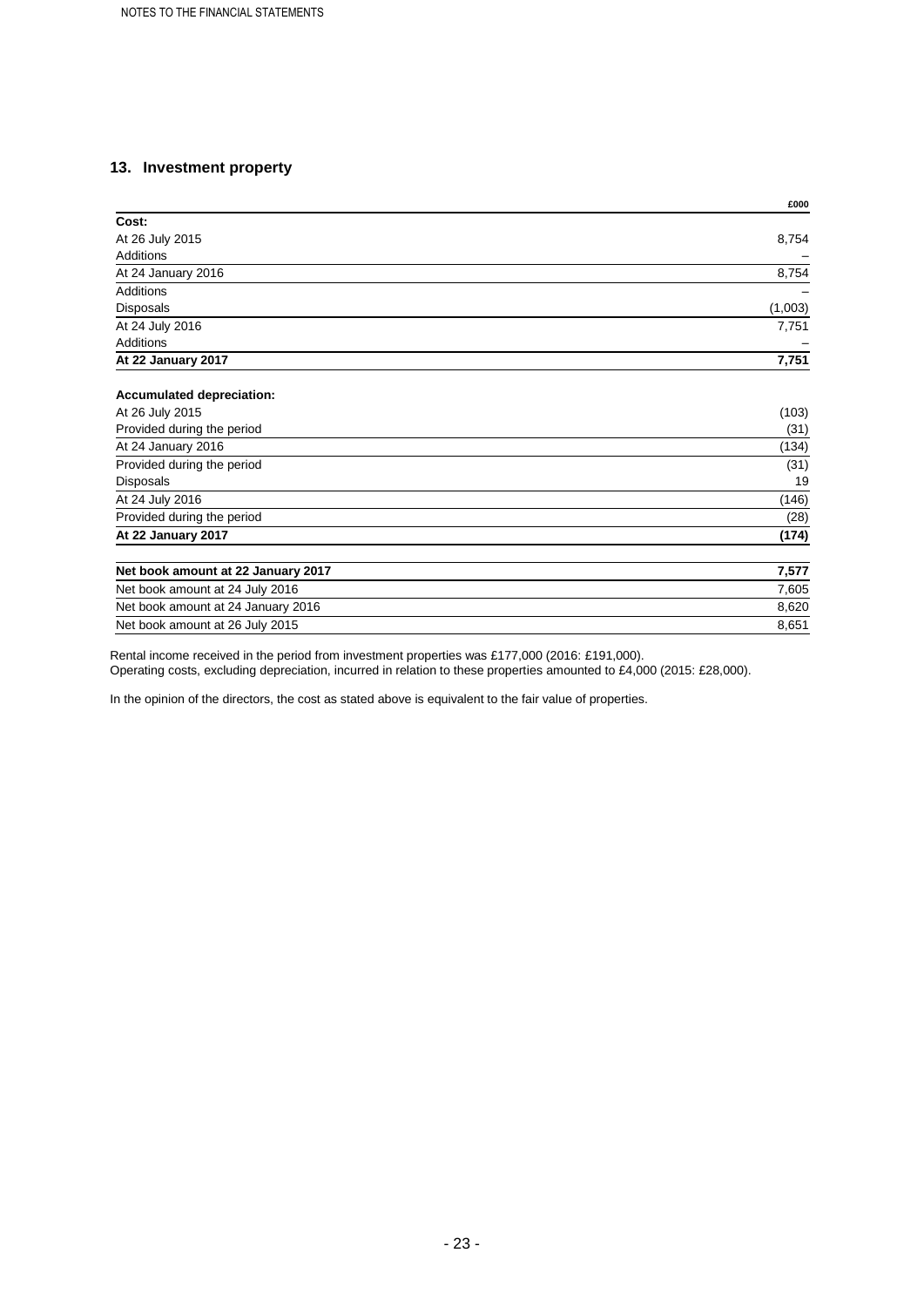## 13. Investment property

| | £000 |
|---|---|
| **Cost:** | |
| At 26 July 2015 | 8,754 |
| Additions | – |
| At 24 January 2016 | 8,754 |
| Additions | – |
| Disposals | (1,003) |
| At 24 July 2016 | 7,751 |
| Additions | – |
| **At 22 January 2017** | **7,751** |
| | |
| **Accumulated depreciation:** | |
| At 26 July 2015 | (103) |
| Provided during the period | (31) |
| At 24 January 2016 | (134) |
| Provided during the period | (31) |
| Disposals | 19 |
| At 24 July 2016 | (146) |
| Provided during the period | (28) |
| **At 22 January 2017** | **(174)** |
| | |
| **Net book amount at 22 January 2017** | **7,577** |
| Net book amount at 24 July 2016 | 7,605 |
| Net book amount at 24 January 2016 | 8,620 |
| Net book amount at 26 July 2015 | 8,651 |

Rental income received in the period from investment properties was £177,000 (2016: £191,000).
Operating costs, excluding depreciation, incurred in relation to these properties amounted to £4,000 (2015: £28,000).

In the opinion of the directors, the cost as stated above is equivalent to the fair value of properties.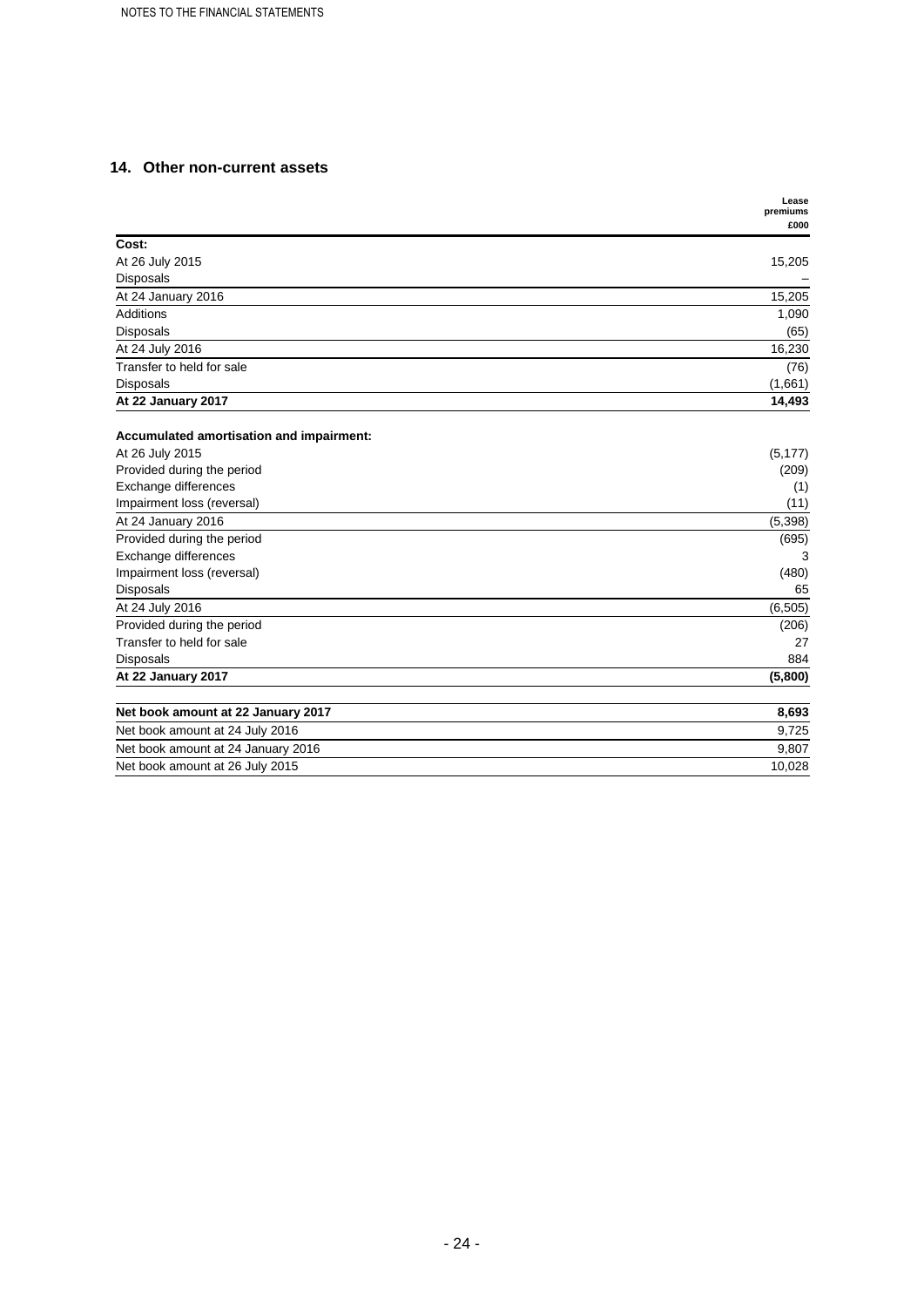## 14. Other non-current assets

| | Lease premiums £000 |
|---|---|
| **Cost:** | |
| At 26 July 2015 | 15,205 |
| Disposals | – |
| At 24 January 2016 | 15,205 |
| Additions | 1,090 |
| Disposals | (65) |
| At 24 July 2016 | 16,230 |
| Transfer to held for sale | (76) |
| Disposals | (1,661) |
| **At 22 January 2017** | **14,493** |
| | |
| **Accumulated amortisation and impairment:** | |
| At 26 July 2015 | (5,177) |
| Provided during the period | (209) |
| Exchange differences | (1) |
| Impairment loss (reversal) | (11) |
| At 24 January 2016 | (5,398) |
| Provided during the period | (695) |
| Exchange differences | 3 |
| Impairment loss (reversal) | (480) |
| Disposals | 65 |
| At 24 July 2016 | (6,505) |
| Provided during the period | (206) |
| Transfer to held for sale | 27 |
| Disposals | 884 |
| **At 22 January 2017** | **(5,800)** |
| | |
| **Net book amount at 22 January 2017** | **8,693** |
| Net book amount at 24 July 2016 | 9,725 |
| Net book amount at 24 January 2016 | 9,807 |
| Net book amount at 26 July 2015 | 10,028 |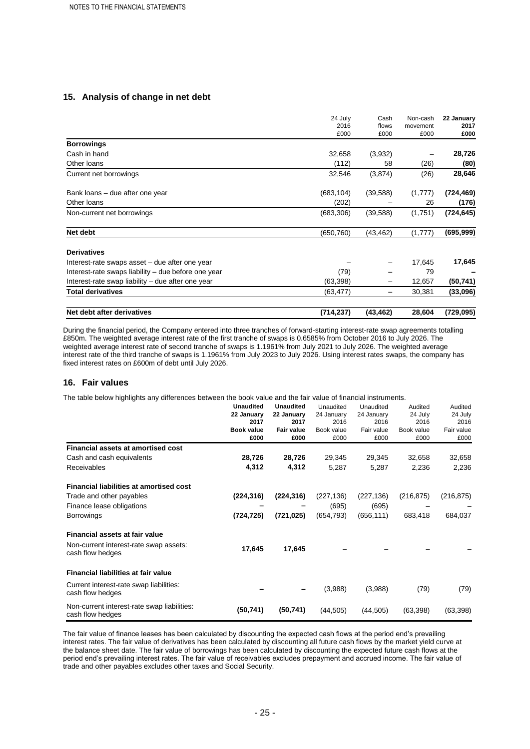## 15. Analysis of change in net debt

| | 24 July 2016 £000 | Cash flows £000 | Non-cash movement £000 | **22 January 2017 £000** |
|---|---|---|---|---|
| **Borrowings** | | | | |
| Cash in hand | 32,658 | (3,932) | – | **28,726** |
| Other loans | (112) | 58 | (26) | **(80)** |
| Current net borrowings | 32,546 | (3,874) | (26) | **28,646** |
| Bank loans – due after one year | (683,104) | (39,588) | (1,777) | **(724,469)** |
| Other loans | (202) | – | 26 | **(176)** |
| Non-current net borrowings | (683,306) | (39,588) | (1,751) | **(724,645)** |
| **Net debt** | (650,760) | (43,462) | (1,777) | **(695,999)** |
| **Derivatives** | | | | |
| Interest-rate swaps asset – due after one year | – | – | 17,645 | **17,645** |
| Interest-rate swaps liability – due before one year | (79) | – | 79 | **–** |
| Interest-rate swap liability – due after one year | (63,398) | – | 12,657 | **(50,741)** |
| **Total derivatives** | (63,477) | – | 30,381 | **(33,096)** |
| **Net debt after derivatives** | **(714,237)** | **(43,462)** | **28,604** | **(729,095)** |

During the financial period, the Company entered into three tranches of forward-starting interest-rate swap agreements totalling £850m. The weighted average interest rate of the first tranche of swaps is 0.6585% from October 2016 to July 2026. The weighted average interest rate of second tranche of swaps is 1.1961% from July 2021 to July 2026. The weighted average interest rate of the third tranche of swaps is 1.1961% from July 2023 to July 2026. Using interest rates swaps, the company has fixed interest rates on £600m of debt until July 2026.

## 16. Fair values

The table below highlights any differences between the book value and the fair value of financial instruments.

| | **Unaudited 22 January 2017 Book value £000** | **Unaudited 22 January 2017 Fair value £000** | Unaudited 24 January 2016 Book value £000 | Unaudited 24 January 2016 Fair value £000 | Audited 24 July 2016 Book value £000 | Audited 24 July 2016 Fair value £000 |
|---|---|---|---|---|---|---|
| **Financial assets at amortised cost** | | | | | | |
| Cash and cash equivalents | **28,726** | **28,726** | 29,345 | 29,345 | 32,658 | 32,658 |
| Receivables | **4,312** | **4,312** | 5,287 | 5,287 | 2,236 | 2,236 |
| **Financial liabilities at amortised cost** | | | | | | |
| Trade and other payables | **(224,316)** | **(224,316)** | (227,136) | (227,136) | (216,875) | (216,875) |
| Finance lease obligations | **–** | **–** | (695) | (695) | – | – |
| Borrowings | **(724,725)** | **(721,025)** | (654,793) | (656,111) | 683,418 | 684,037 |
| **Financial assets at fair value** | | | | | | |
| Non-current interest-rate swap assets: cash flow hedges | **17,645** | **17,645** | – | – | – | – |
| **Financial liabilities at fair value** | | | | | | |
| Current interest-rate swap liabilities: cash flow hedges | **–** | **–** | (3,988) | (3,988) | (79) | (79) |
| Non-current interest-rate swap liabilities: cash flow hedges | **(50,741)** | **(50,741)** | (44,505) | (44,505) | (63,398) | (63,398) |

The fair value of finance leases has been calculated by discounting the expected cash flows at the period end's prevailing interest rates. The fair value of derivatives has been calculated by discounting all future cash flows by the market yield curve at the balance sheet date. The fair value of borrowings has been calculated by discounting the expected future cash flows at the period end's prevailing interest rates. The fair value of receivables excludes prepayment and accrued income. The fair value of trade and other payables excludes other taxes and Social Security.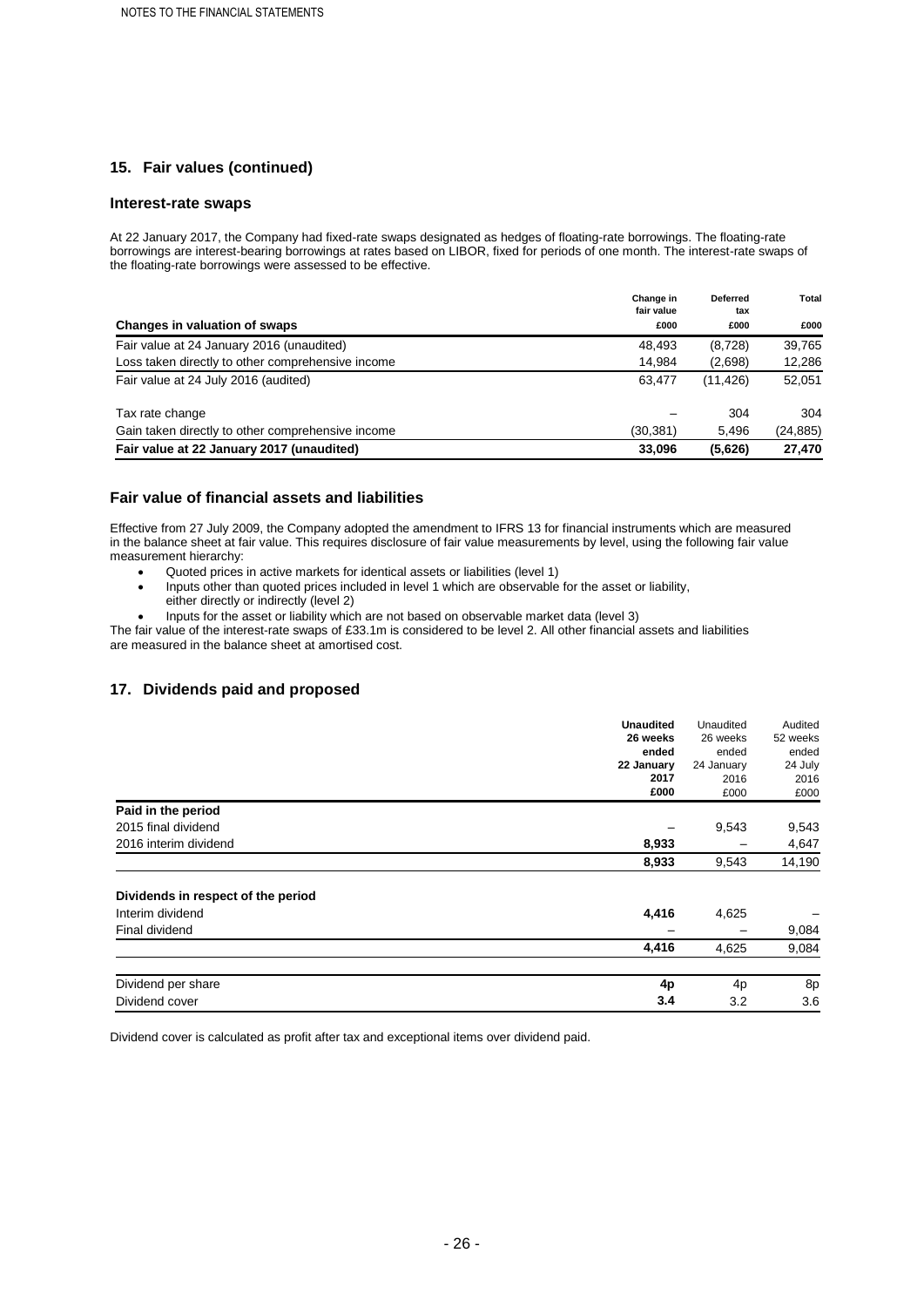## 15. Fair values (continued)

### Interest-rate swaps

At 22 January 2017, the Company had fixed-rate swaps designated as hedges of floating-rate borrowings. The floating-rate borrowings are interest-bearing borrowings at rates based on LIBOR, fixed for periods of one month. The interest-rate swaps of the floating-rate borrowings were assessed to be effective.

| Changes in valuation of swaps | Change in fair value £000 | Deferred tax £000 | Total £000 |
|---|---|---|---|
| Fair value at 24 January 2016 (unaudited) | 48,493 | (8,728) | 39,765 |
| Loss taken directly to other comprehensive income | 14,984 | (2,698) | 12,286 |
| Fair value at 24 July 2016 (audited) | 63,477 | (11,426) | 52,051 |
| Tax rate change | – | 304 | 304 |
| Gain taken directly to other comprehensive income | (30,381) | 5,496 | (24,885) |
| **Fair value at 22 January 2017 (unaudited)** | **33,096** | **(5,626)** | **27,470** |

### Fair value of financial assets and liabilities

Effective from 27 July 2009, the Company adopted the amendment to IFRS 13 for financial instruments which are measured in the balance sheet at fair value. This requires disclosure of fair value measurements by level, using the following fair value measurement hierarchy:

- Quoted prices in active markets for identical assets or liabilities (level 1)
- Inputs other than quoted prices included in level 1 which are observable for the asset or liability, either directly or indirectly (level 2)
- Inputs for the asset or liability which are not based on observable market data (level 3)

The fair value of the interest-rate swaps of £33.1m is considered to be level 2. All other financial assets and liabilities are measured in the balance sheet at amortised cost.

## 17. Dividends paid and proposed

| | **Unaudited 26 weeks ended 22 January 2017 £000** | Unaudited 26 weeks ended 24 January 2016 £000 | Audited 52 weeks ended 24 July 2016 £000 |
|---|---|---|---|
| **Paid in the period** | | | |
| 2015 final dividend | – | 9,543 | 9,543 |
| 2016 interim dividend | **8,933** | – | 4,647 |
| | **8,933** | 9,543 | 14,190 |
| **Dividends in respect of the period** | | | |
| Interim dividend | **4,416** | 4,625 | – |
| Final dividend | – | – | 9,084 |
| | **4,416** | 4,625 | 9,084 |
| Dividend per share | **4p** | 4p | 8p |
| Dividend cover | **3.4** | 3.2 | 3.6 |

Dividend cover is calculated as profit after tax and exceptional items over dividend paid.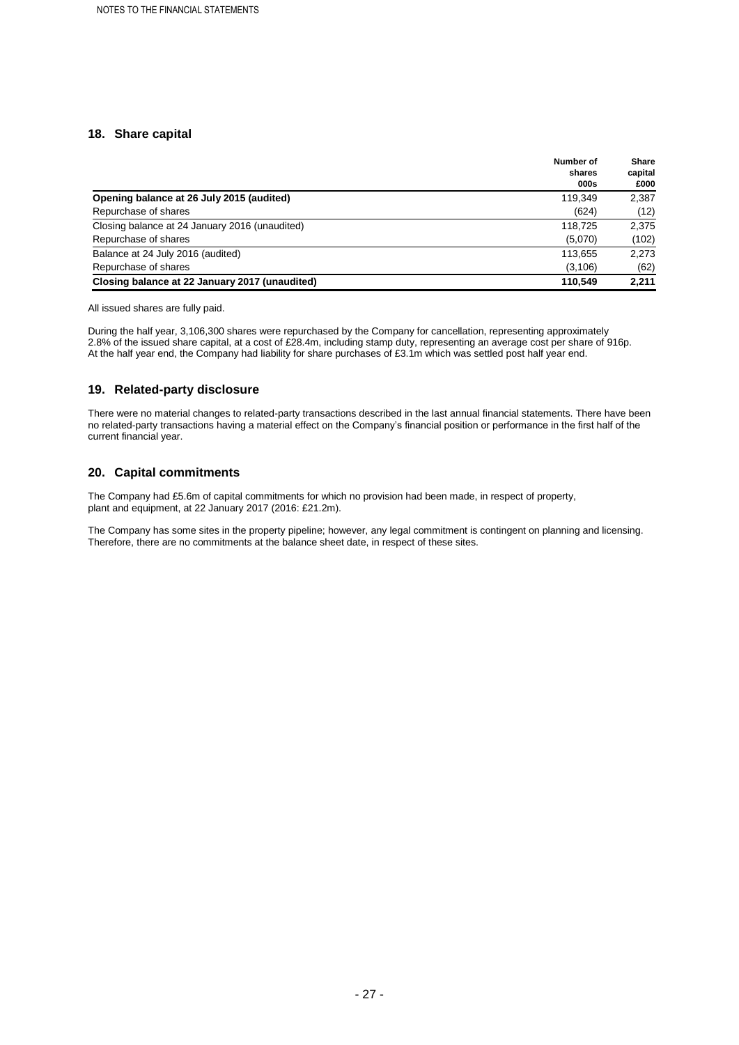## 18. Share capital

| | Number of shares 000s | Share capital £000 |
|---|---|---|
| **Opening balance at 26 July 2015 (audited)** | 119,349 | 2,387 |
| Repurchase of shares | (624) | (12) |
| Closing balance at 24 January 2016 (unaudited) | 118,725 | 2,375 |
| Repurchase of shares | (5,070) | (102) |
| Balance at 24 July 2016 (audited) | 113,655 | 2,273 |
| Repurchase of shares | (3,106) | (62) |
| **Closing balance at 22 January 2017 (unaudited)** | **110,549** | **2,211** |

All issued shares are fully paid.

During the half year, 3,106,300 shares were repurchased by the Company for cancellation, representing approximately 2.8% of the issued share capital, at a cost of £28.4m, including stamp duty, representing an average cost per share of 916p. At the half year end, the Company had liability for share purchases of £3.1m which was settled post half year end.

## 19. Related-party disclosure

There were no material changes to related-party transactions described in the last annual financial statements. There have been no related-party transactions having a material effect on the Company's financial position or performance in the first half of the current financial year.

## 20. Capital commitments

The Company had £5.6m of capital commitments for which no provision had been made, in respect of property, plant and equipment, at 22 January 2017 (2016: £21.2m).

The Company has some sites in the property pipeline; however, any legal commitment is contingent on planning and licensing. Therefore, there are no commitments at the balance sheet date, in respect of these sites.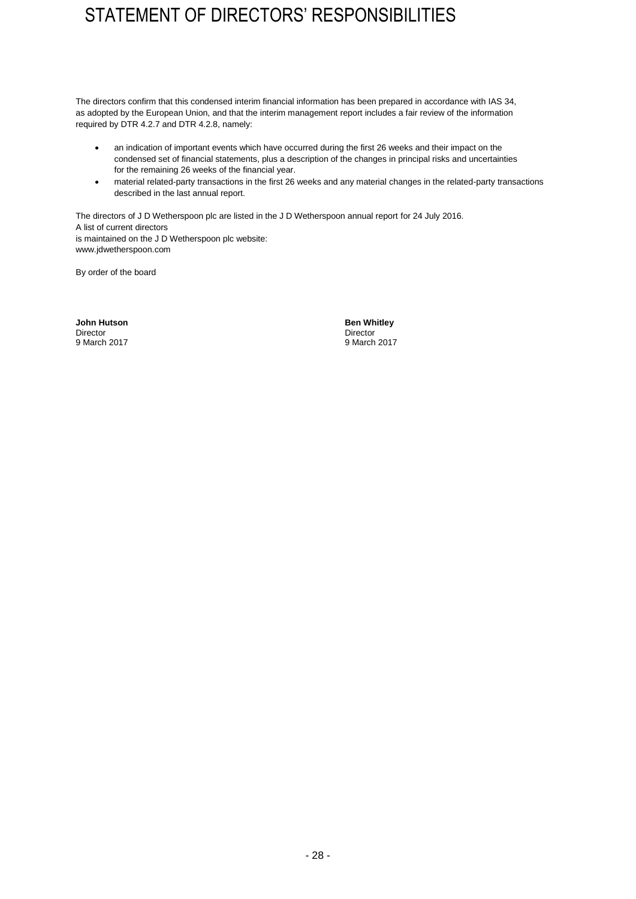# STATEMENT OF DIRECTORS' RESPONSIBILITIES

The directors confirm that this condensed interim financial information has been prepared in accordance with IAS 34, as adopted by the European Union, and that the interim management report includes a fair review of the information required by DTR 4.2.7 and DTR 4.2.8, namely:

- an indication of important events which have occurred during the first 26 weeks and their impact on the condensed set of financial statements, plus a description of the changes in principal risks and uncertainties for the remaining 26 weeks of the financial year.
- material related-party transactions in the first 26 weeks and any material changes in the related-party transactions described in the last annual report.

The directors of J D Wetherspoon plc are listed in the J D Wetherspoon annual report for 24 July 2016.
A list of current directors
is maintained on the J D Wetherspoon plc website:
www.jdwetherspoon.com

By order of the board

**John Hutson**
Director
9 March 2017

**Ben Whitley**
Director
9 March 2017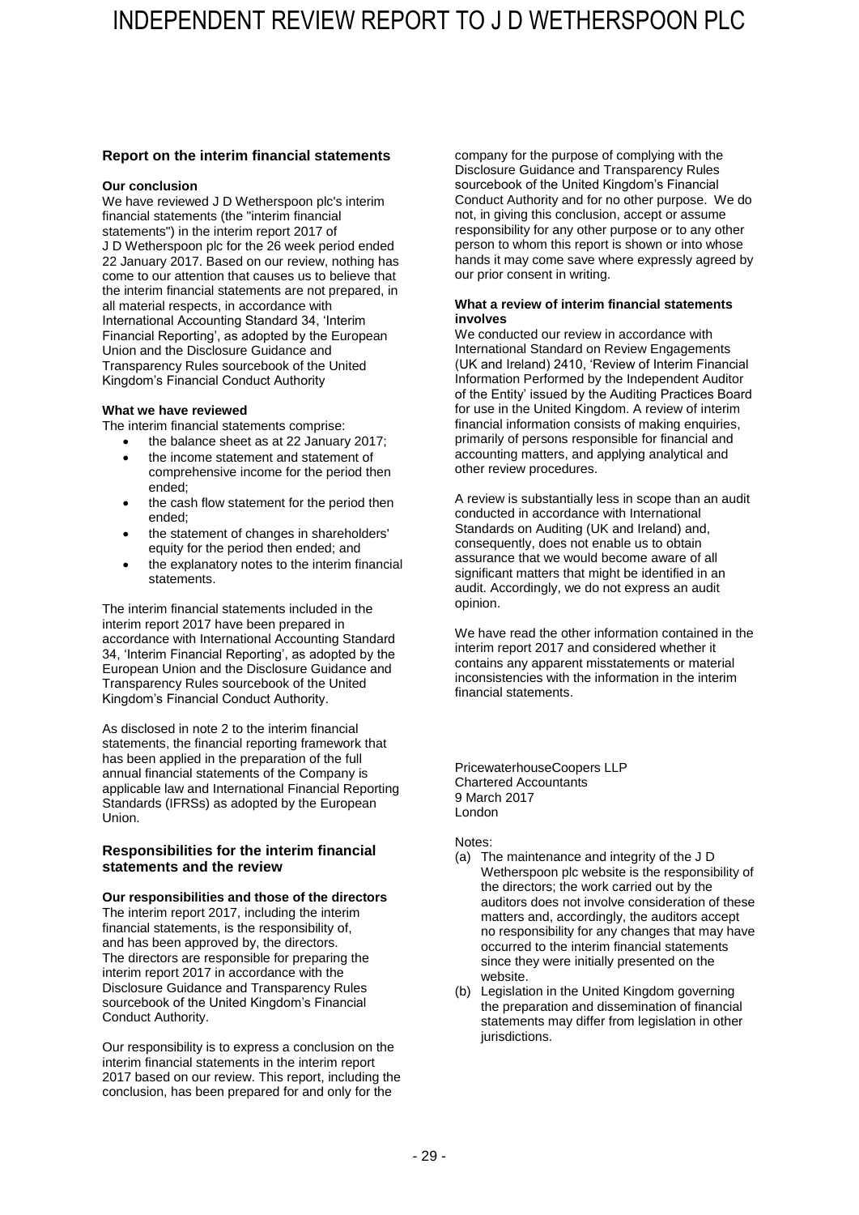# INDEPENDENT REVIEW REPORT TO J D WETHERSPOON PLC

## Report on the interim financial statements

### Our conclusion

We have reviewed J D Wetherspoon plc's interim financial statements (the "interim financial statements") in the interim report 2017 of J D Wetherspoon plc for the 26 week period ended 22 January 2017. Based on our review, nothing has come to our attention that causes us to believe that the interim financial statements are not prepared, in all material respects, in accordance with International Accounting Standard 34, 'Interim Financial Reporting', as adopted by the European Union and the Disclosure Guidance and Transparency Rules sourcebook of the United Kingdom's Financial Conduct Authority

### What we have reviewed

The interim financial statements comprise:

- the balance sheet as at 22 January 2017;
- the income statement and statement of comprehensive income for the period then ended;
- the cash flow statement for the period then ended;
- the statement of changes in shareholders' equity for the period then ended; and
- the explanatory notes to the interim financial statements.

The interim financial statements included in the interim report 2017 have been prepared in accordance with International Accounting Standard 34, 'Interim Financial Reporting', as adopted by the European Union and the Disclosure Guidance and Transparency Rules sourcebook of the United Kingdom's Financial Conduct Authority.

As disclosed in note 2 to the interim financial statements, the financial reporting framework that has been applied in the preparation of the full annual financial statements of the Company is applicable law and International Financial Reporting Standards (IFRSs) as adopted by the European Union.

## Responsibilities for the interim financial statements and the review

### Our responsibilities and those of the directors

The interim report 2017, including the interim financial statements, is the responsibility of, and has been approved by, the directors. The directors are responsible for preparing the interim report 2017 in accordance with the Disclosure Guidance and Transparency Rules sourcebook of the United Kingdom's Financial Conduct Authority.

Our responsibility is to express a conclusion on the interim financial statements in the interim report 2017 based on our review. This report, including the conclusion, has been prepared for and only for the company for the purpose of complying with the Disclosure Guidance and Transparency Rules sourcebook of the United Kingdom's Financial Conduct Authority and for no other purpose. We do not, in giving this conclusion, accept or assume responsibility for any other purpose or to any other person to whom this report is shown or into whose hands it may come save where expressly agreed by our prior consent in writing.

### What a review of interim financial statements involves

We conducted our review in accordance with International Standard on Review Engagements (UK and Ireland) 2410, 'Review of Interim Financial Information Performed by the Independent Auditor of the Entity' issued by the Auditing Practices Board for use in the United Kingdom. A review of interim financial information consists of making enquiries, primarily of persons responsible for financial and accounting matters, and applying analytical and other review procedures.

A review is substantially less in scope than an audit conducted in accordance with International Standards on Auditing (UK and Ireland) and, consequently, does not enable us to obtain assurance that we would become aware of all significant matters that might be identified in an audit. Accordingly, we do not express an audit opinion.

We have read the other information contained in the interim report 2017 and considered whether it contains any apparent misstatements or material inconsistencies with the information in the interim financial statements.

PricewaterhouseCoopers LLP
Chartered Accountants
9 March 2017
London

Notes:

(a) The maintenance and integrity of the J D Wetherspoon plc website is the responsibility of the directors; the work carried out by the auditors does not involve consideration of these matters and, accordingly, the auditors accept no responsibility for any changes that may have occurred to the interim financial statements since they were initially presented on the website.

(b) Legislation in the United Kingdom governing the preparation and dissemination of financial statements may differ from legislation in other jurisdictions.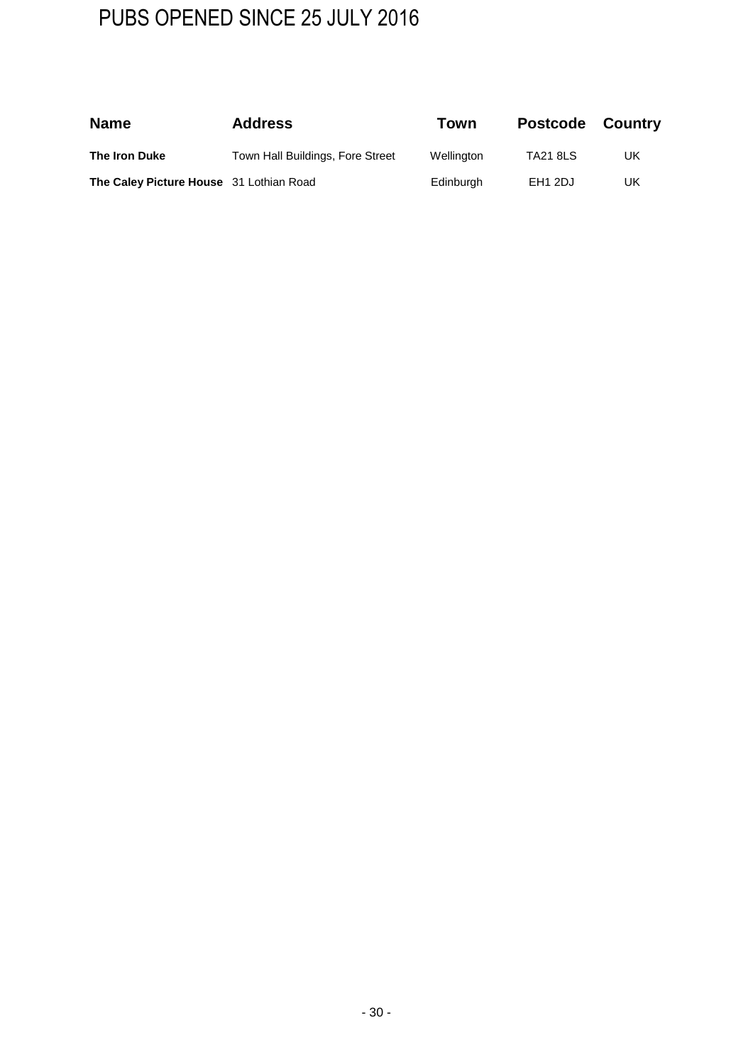# PUBS OPENED SINCE 25 JULY 2016

| Name | Address | Town | Postcode | Country |
| --- | --- | --- | --- | --- |
| **The Iron Duke** | Town Hall Buildings, Fore Street | Wellington | TA21 8LS | UK |
| **The Caley Picture House** | 31 Lothian Road | Edinburgh | EH1 2DJ | UK |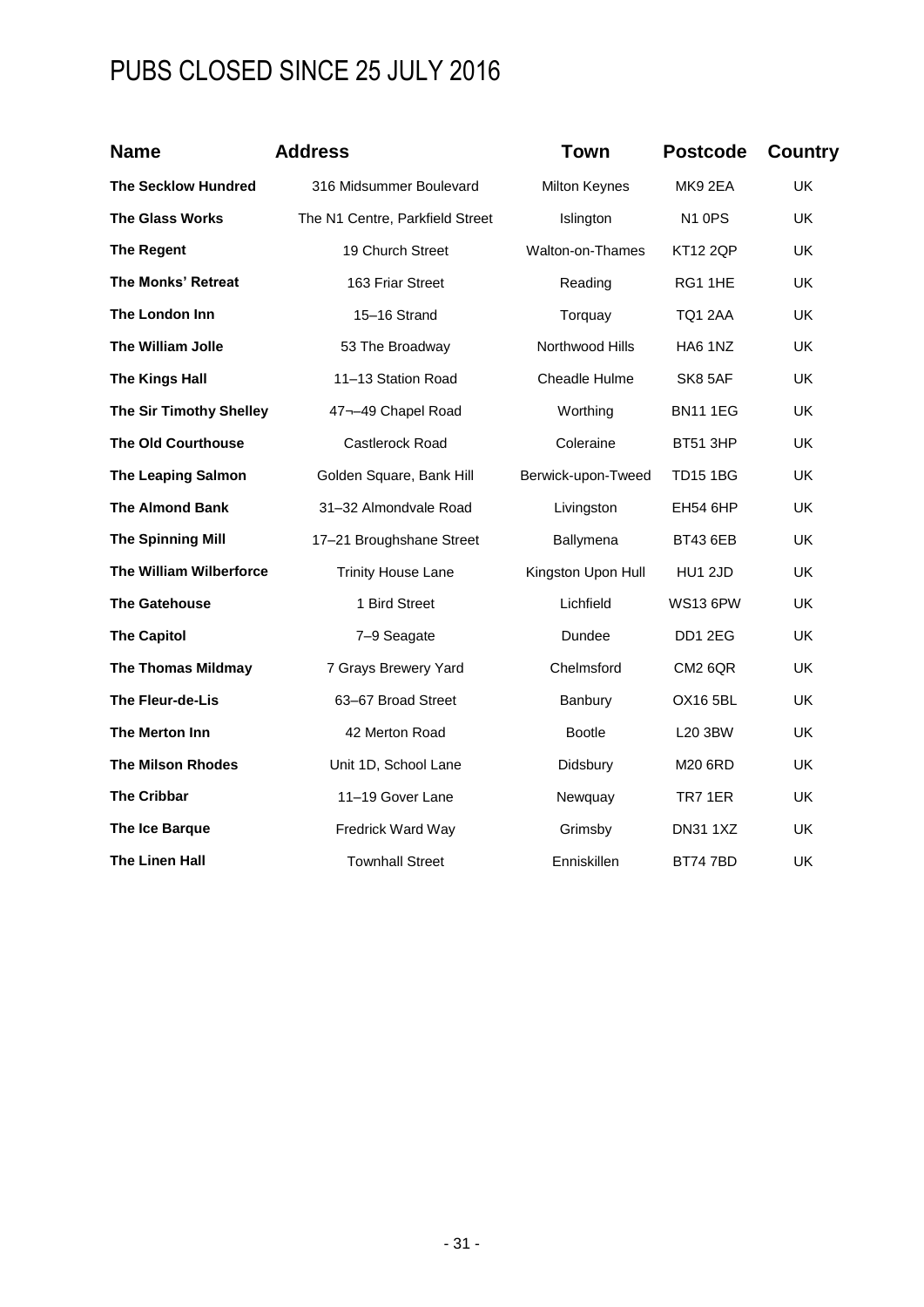# PUBS CLOSED SINCE 25 JULY 2016

| Name | Address | Town | Postcode | Country |
|---|---|---|---|---|
| **The Secklow Hundred** | 316 Midsummer Boulevard | Milton Keynes | MK9 2EA | UK |
| **The Glass Works** | The N1 Centre, Parkfield Street | Islington | N1 0PS | UK |
| **The Regent** | 19 Church Street | Walton-on-Thames | KT12 2QP | UK |
| **The Monks' Retreat** | 163 Friar Street | Reading | RG1 1HE | UK |
| **The London Inn** | 15–16 Strand | Torquay | TQ1 2AA | UK |
| **The William Jolle** | 53 The Broadway | Northwood Hills | HA6 1NZ | UK |
| **The Kings Hall** | 11–13 Station Road | Cheadle Hulme | SK8 5AF | UK |
| **The Sir Timothy Shelley** | 47¬–49 Chapel Road | Worthing | BN11 1EG | UK |
| **The Old Courthouse** | Castlerock Road | Coleraine | BT51 3HP | UK |
| **The Leaping Salmon** | Golden Square, Bank Hill | Berwick-upon-Tweed | TD15 1BG | UK |
| **The Almond Bank** | 31–32 Almondvale Road | Livingston | EH54 6HP | UK |
| **The Spinning Mill** | 17–21 Broughshane Street | Ballymena | BT43 6EB | UK |
| **The William Wilberforce** | Trinity House Lane | Kingston Upon Hull | HU1 2JD | UK |
| **The Gatehouse** | 1 Bird Street | Lichfield | WS13 6PW | UK |
| **The Capitol** | 7–9 Seagate | Dundee | DD1 2EG | UK |
| **The Thomas Mildmay** | 7 Grays Brewery Yard | Chelmsford | CM2 6QR | UK |
| **The Fleur-de-Lis** | 63–67 Broad Street | Banbury | OX16 5BL | UK |
| **The Merton Inn** | 42 Merton Road | Bootle | L20 3BW | UK |
| **The Milson Rhodes** | Unit 1D, School Lane | Didsbury | M20 6RD | UK |
| **The Cribbar** | 11–19 Gover Lane | Newquay | TR7 1ER | UK |
| **The Ice Barque** | Fredrick Ward Way | Grimsby | DN31 1XZ | UK |
| **The Linen Hall** | Townhall Street | Enniskillen | BT74 7BD | UK |